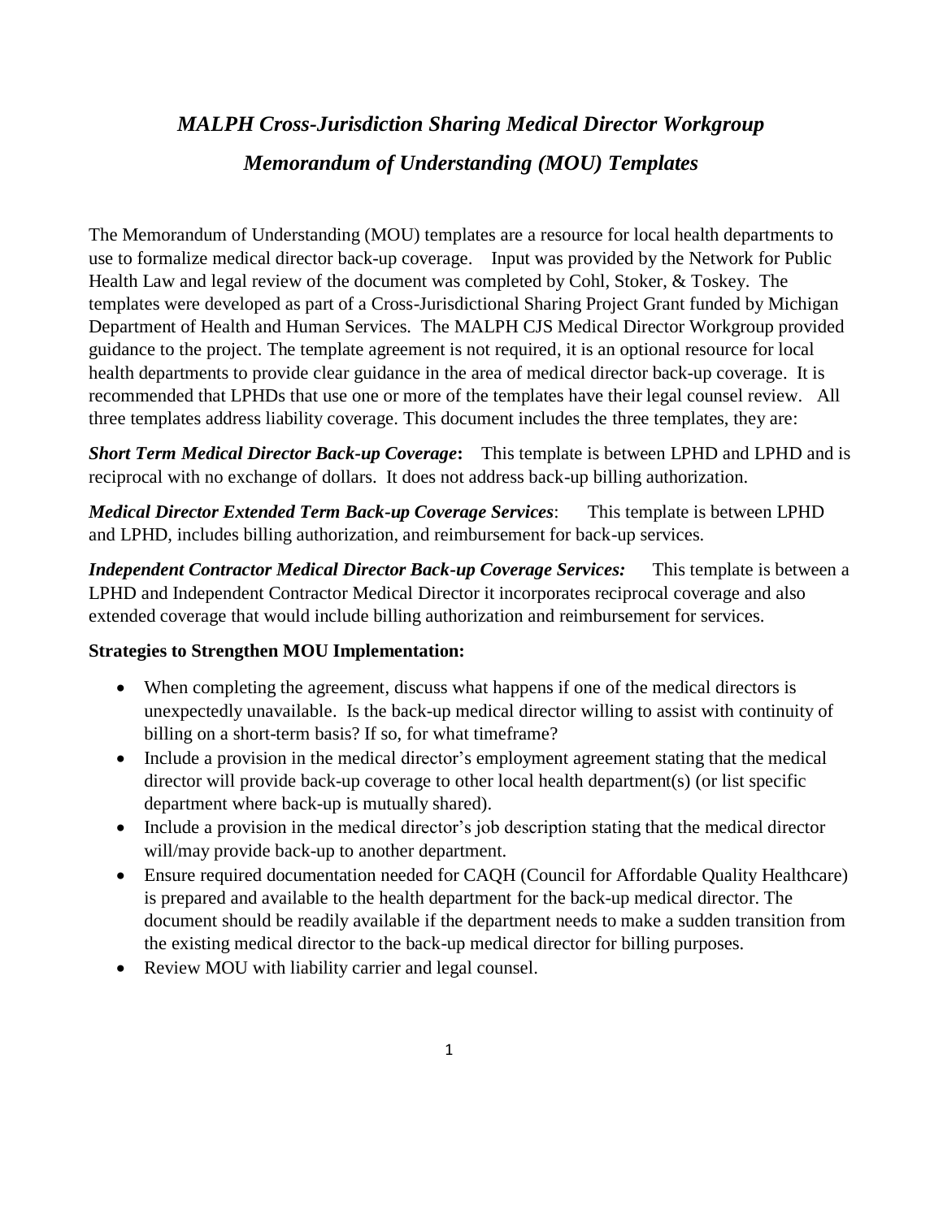# *MALPH Cross-Jurisdiction Sharing Medical Director Workgroup*

# *Memorandum of Understanding (MOU) Templates*

The Memorandum of Understanding (MOU) templates are a resource for local health departments to use to formalize medical director back-up coverage. Input was provided by the Network for Public Health Law and legal review of the document was completed by Cohl, Stoker, & Toskey. The templates were developed as part of a Cross-Jurisdictional Sharing Project Grant funded by Michigan Department of Health and Human Services. The MALPH CJS Medical Director Workgroup provided guidance to the project. The template agreement is not required, it is an optional resource for local health departments to provide clear guidance in the area of medical director back-up coverage. It is recommended that LPHDs that use one or more of the templates have their legal counsel review. All three templates address liability coverage. This document includes the three templates, they are:

***Short Term Medical Director Back-up Coverage*:** This template is between LPHD and LPHD and is reciprocal with no exchange of dollars. It does not address back-up billing authorization.

***Medical Director Extended Term Back-up Coverage Services***: This template is between LPHD and LPHD, includes billing authorization, and reimbursement for back-up services.

***Independent Contractor Medical Director Back-up Coverage Services:*** This template is between a LPHD and Independent Contractor Medical Director it incorporates reciprocal coverage and also extended coverage that would include billing authorization and reimbursement for services.

**Strategies to Strengthen MOU Implementation:**

- When completing the agreement, discuss what happens if one of the medical directors is unexpectedly unavailable. Is the back-up medical director willing to assist with continuity of billing on a short-term basis? If so, for what timeframe?
- Include a provision in the medical director's employment agreement stating that the medical director will provide back-up coverage to other local health department(s) (or list specific department where back-up is mutually shared).
- Include a provision in the medical director's job description stating that the medical director will/may provide back-up to another department.
- Ensure required documentation needed for CAQH (Council for Affordable Quality Healthcare) is prepared and available to the health department for the back-up medical director. The document should be readily available if the department needs to make a sudden transition from the existing medical director to the back-up medical director for billing purposes.
- Review MOU with liability carrier and legal counsel.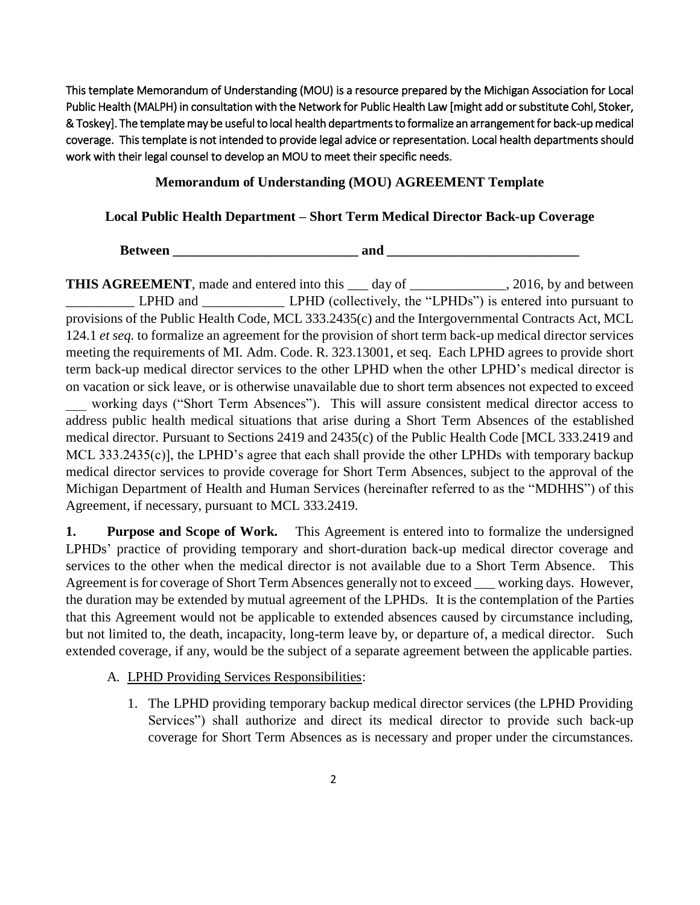This template Memorandum of Understanding (MOU) is a resource prepared by the Michigan Association for Local Public Health (MALPH) in consultation with the Network for Public Health Law [might add or substitute Cohl, Stoker, & Toskey]. The template may be useful to local health departments to formalize an arrangement for back-up medical coverage. This template is not intended to provide legal advice or representation. Local health departments should work with their legal counsel to develop an MOU to meet their specific needs.

**Memorandum of Understanding (MOU) AGREEMENT Template**

**Local Public Health Department – Short Term Medical Director Back-up Coverage**

**Between ___________________________ and ____________________________**

**THIS AGREEMENT**, made and entered into this ___ day of ______________, 2016, by and between __________ LPHD and ____________ LPHD (collectively, the "LPHDs") is entered into pursuant to provisions of the Public Health Code, MCL 333.2435(c) and the Intergovernmental Contracts Act, MCL 124.1 *et seq.* to formalize an agreement for the provision of short term back-up medical director services meeting the requirements of MI. Adm. Code. R. 323.13001, et seq. Each LPHD agrees to provide short term back-up medical director services to the other LPHD when the other LPHD's medical director is on vacation or sick leave, or is otherwise unavailable due to short term absences not expected to exceed ___ working days ("Short Term Absences"). This will assure consistent medical director access to address public health medical situations that arise during a Short Term Absences of the established medical director. Pursuant to Sections 2419 and 2435(c) of the Public Health Code [MCL 333.2419 and MCL 333.2435(c)], the LPHD's agree that each shall provide the other LPHDs with temporary backup medical director services to provide coverage for Short Term Absences, subject to the approval of the Michigan Department of Health and Human Services (hereinafter referred to as the "MDHHS") of this Agreement, if necessary, pursuant to MCL 333.2419.

**1. Purpose and Scope of Work.** This Agreement is entered into to formalize the undersigned LPHDs' practice of providing temporary and short-duration back-up medical director coverage and services to the other when the medical director is not available due to a Short Term Absence. This Agreement is for coverage of Short Term Absences generally not to exceed ___ working days. However, the duration may be extended by mutual agreement of the LPHDs. It is the contemplation of the Parties that this Agreement would not be applicable to extended absences caused by circumstance including, but not limited to, the death, incapacity, long-term leave by, or departure of, a medical director. Such extended coverage, if any, would be the subject of a separate agreement between the applicable parties.

A. LPHD Providing Services Responsibilities:

1. The LPHD providing temporary backup medical director services (the LPHD Providing Services") shall authorize and direct its medical director to provide such back-up coverage for Short Term Absences as is necessary and proper under the circumstances.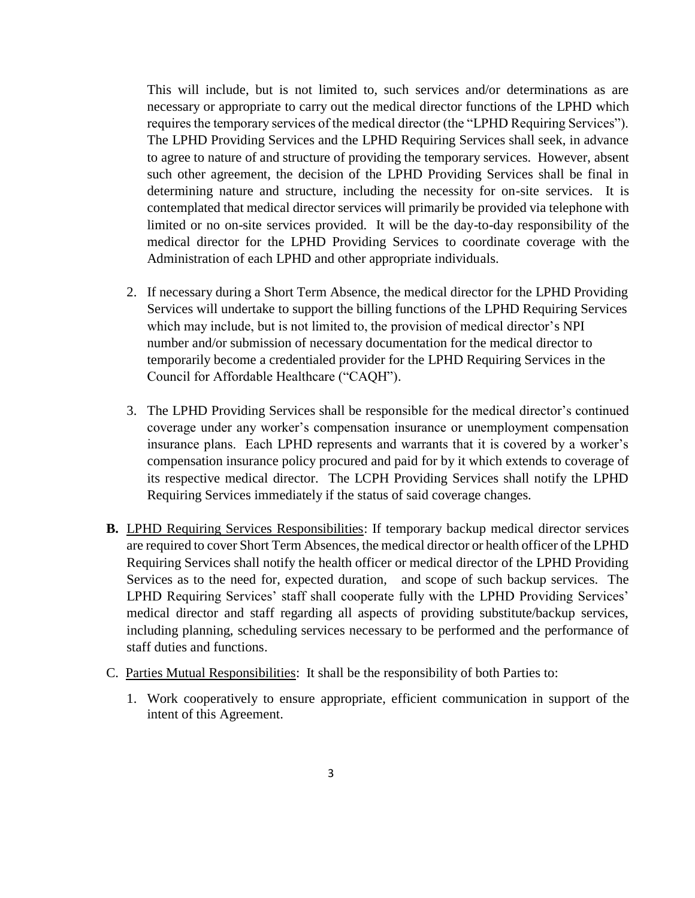This will include, but is not limited to, such services and/or determinations as are necessary or appropriate to carry out the medical director functions of the LPHD which requires the temporary services of the medical director (the "LPHD Requiring Services"). The LPHD Providing Services and the LPHD Requiring Services shall seek, in advance to agree to nature of and structure of providing the temporary services. However, absent such other agreement, the decision of the LPHD Providing Services shall be final in determining nature and structure, including the necessity for on-site services. It is contemplated that medical director services will primarily be provided via telephone with limited or no on-site services provided. It will be the day-to-day responsibility of the medical director for the LPHD Providing Services to coordinate coverage with the Administration of each LPHD and other appropriate individuals.

2. If necessary during a Short Term Absence, the medical director for the LPHD Providing Services will undertake to support the billing functions of the LPHD Requiring Services which may include, but is not limited to, the provision of medical director's NPI number and/or submission of necessary documentation for the medical director to temporarily become a credentialed provider for the LPHD Requiring Services in the Council for Affordable Healthcare ("CAQH").

3. The LPHD Providing Services shall be responsible for the medical director's continued coverage under any worker's compensation insurance or unemployment compensation insurance plans. Each LPHD represents and warrants that it is covered by a worker's compensation insurance policy procured and paid for by it which extends to coverage of its respective medical director. The LCPH Providing Services shall notify the LPHD Requiring Services immediately if the status of said coverage changes.

**B.** LPHD Requiring Services Responsibilities: If temporary backup medical director services are required to cover Short Term Absences, the medical director or health officer of the LPHD Requiring Services shall notify the health officer or medical director of the LPHD Providing Services as to the need for, expected duration, and scope of such backup services. The LPHD Requiring Services' staff shall cooperate fully with the LPHD Providing Services' medical director and staff regarding all aspects of providing substitute/backup services, including planning, scheduling services necessary to be performed and the performance of staff duties and functions.

C. Parties Mutual Responsibilities: It shall be the responsibility of both Parties to:

1. Work cooperatively to ensure appropriate, efficient communication in support of the intent of this Agreement.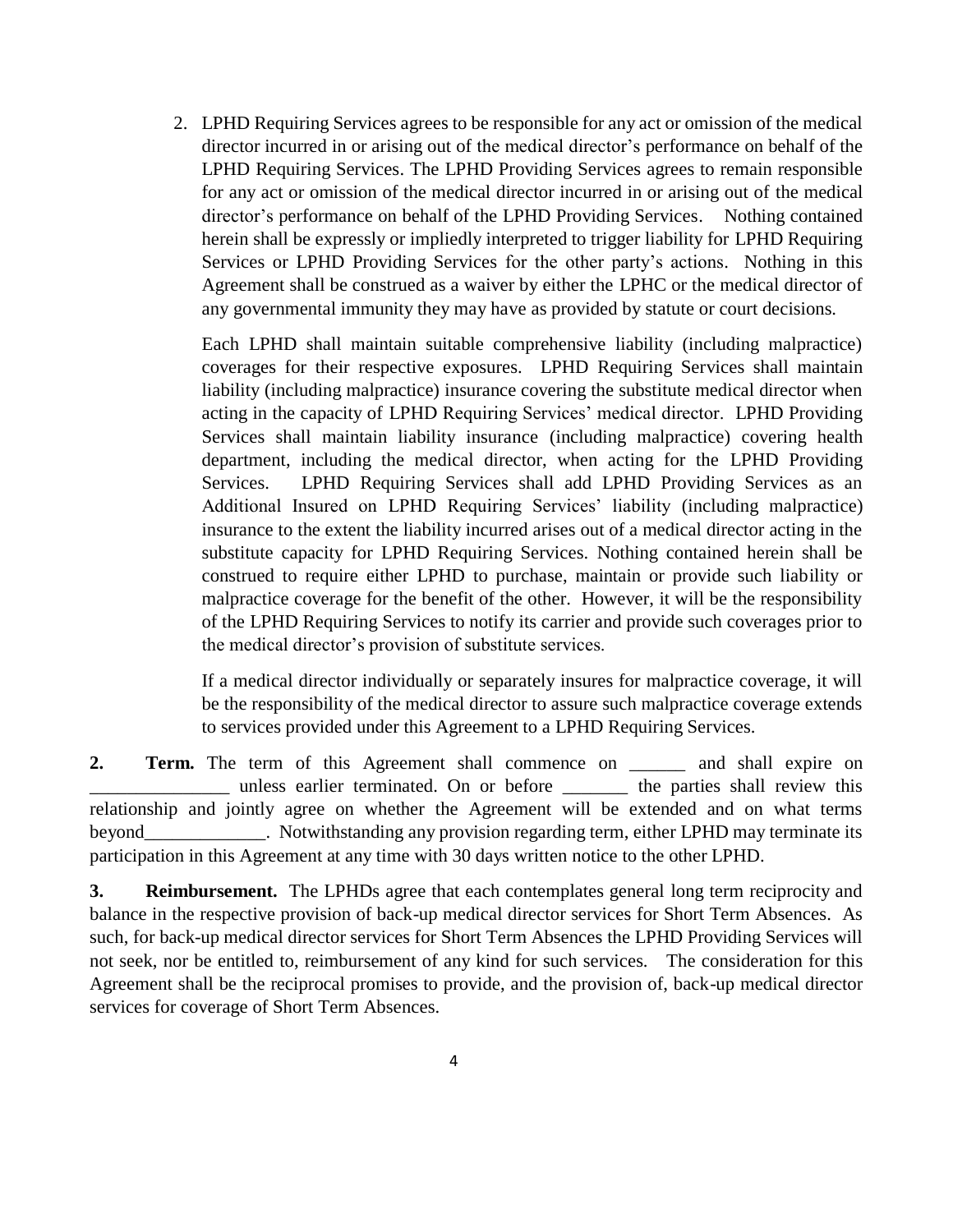2. LPHD Requiring Services agrees to be responsible for any act or omission of the medical director incurred in or arising out of the medical director's performance on behalf of the LPHD Requiring Services. The LPHD Providing Services agrees to remain responsible for any act or omission of the medical director incurred in or arising out of the medical director's performance on behalf of the LPHD Providing Services. Nothing contained herein shall be expressly or impliedly interpreted to trigger liability for LPHD Requiring Services or LPHD Providing Services for the other party's actions. Nothing in this Agreement shall be construed as a waiver by either the LPHC or the medical director of any governmental immunity they may have as provided by statute or court decisions.

   Each LPHD shall maintain suitable comprehensive liability (including malpractice) coverages for their respective exposures. LPHD Requiring Services shall maintain liability (including malpractice) insurance covering the substitute medical director when acting in the capacity of LPHD Requiring Services' medical director. LPHD Providing Services shall maintain liability insurance (including malpractice) covering health department, including the medical director, when acting for the LPHD Providing Services. LPHD Requiring Services shall add LPHD Providing Services as an Additional Insured on LPHD Requiring Services' liability (including malpractice) insurance to the extent the liability incurred arises out of a medical director acting in the substitute capacity for LPHD Requiring Services. Nothing contained herein shall be construed to require either LPHD to purchase, maintain or provide such liability or malpractice coverage for the benefit of the other. However, it will be the responsibility of the LPHD Requiring Services to notify its carrier and provide such coverages prior to the medical director's provision of substitute services.

   If a medical director individually or separately insures for malpractice coverage, it will be the responsibility of the medical director to assure such malpractice coverage extends to services provided under this Agreement to a LPHD Requiring Services.

**2. Term.** The term of this Agreement shall commence on ______ and shall expire on _______________ unless earlier terminated. On or before _______ the parties shall review this relationship and jointly agree on whether the Agreement will be extended and on what terms beyond_____________. Notwithstanding any provision regarding term, either LPHD may terminate its participation in this Agreement at any time with 30 days written notice to the other LPHD.

**3. Reimbursement.** The LPHDs agree that each contemplates general long term reciprocity and balance in the respective provision of back-up medical director services for Short Term Absences. As such, for back-up medical director services for Short Term Absences the LPHD Providing Services will not seek, nor be entitled to, reimbursement of any kind for such services. The consideration for this Agreement shall be the reciprocal promises to provide, and the provision of, back-up medical director services for coverage of Short Term Absences.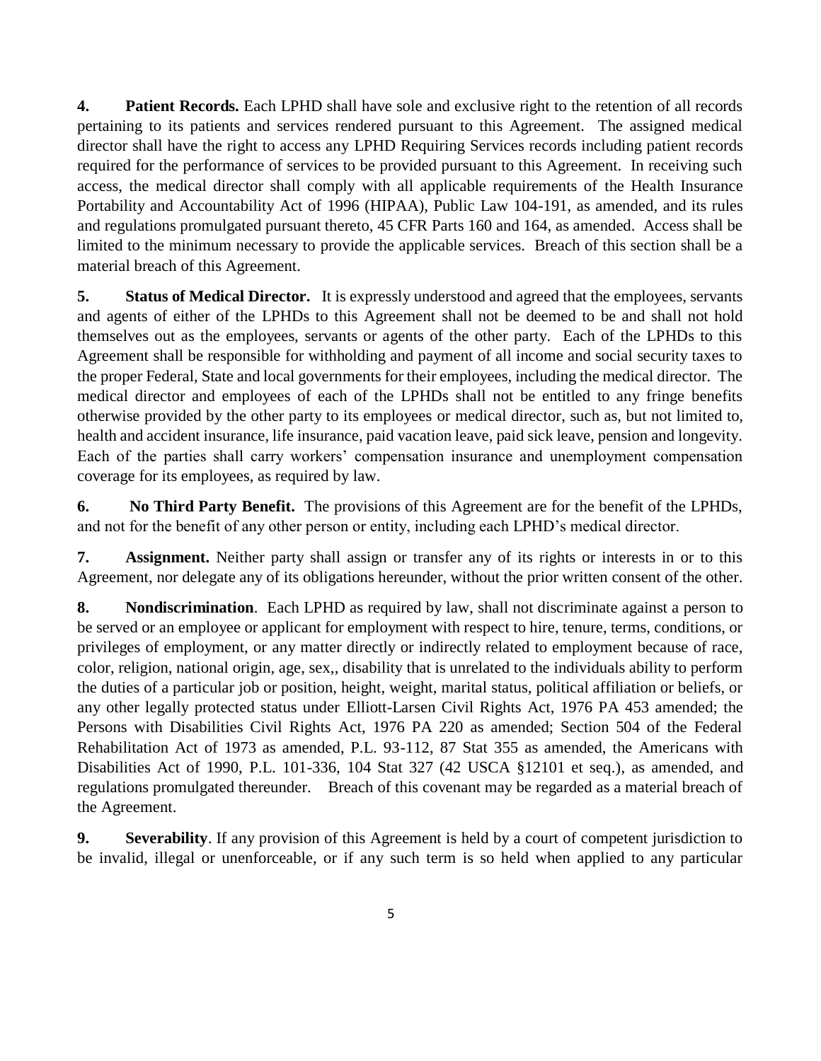**4. Patient Records.** Each LPHD shall have sole and exclusive right to the retention of all records pertaining to its patients and services rendered pursuant to this Agreement. The assigned medical director shall have the right to access any LPHD Requiring Services records including patient records required for the performance of services to be provided pursuant to this Agreement. In receiving such access, the medical director shall comply with all applicable requirements of the Health Insurance Portability and Accountability Act of 1996 (HIPAA), Public Law 104-191, as amended, and its rules and regulations promulgated pursuant thereto, 45 CFR Parts 160 and 164, as amended. Access shall be limited to the minimum necessary to provide the applicable services. Breach of this section shall be a material breach of this Agreement.

**5. Status of Medical Director.** It is expressly understood and agreed that the employees, servants and agents of either of the LPHDs to this Agreement shall not be deemed to be and shall not hold themselves out as the employees, servants or agents of the other party. Each of the LPHDs to this Agreement shall be responsible for withholding and payment of all income and social security taxes to the proper Federal, State and local governments for their employees, including the medical director. The medical director and employees of each of the LPHDs shall not be entitled to any fringe benefits otherwise provided by the other party to its employees or medical director, such as, but not limited to, health and accident insurance, life insurance, paid vacation leave, paid sick leave, pension and longevity. Each of the parties shall carry workers' compensation insurance and unemployment compensation coverage for its employees, as required by law.

**6. No Third Party Benefit.** The provisions of this Agreement are for the benefit of the LPHDs, and not for the benefit of any other person or entity, including each LPHD's medical director.

**7. Assignment.** Neither party shall assign or transfer any of its rights or interests in or to this Agreement, nor delegate any of its obligations hereunder, without the prior written consent of the other.

**8. Nondiscrimination**. Each LPHD as required by law, shall not discriminate against a person to be served or an employee or applicant for employment with respect to hire, tenure, terms, conditions, or privileges of employment, or any matter directly or indirectly related to employment because of race, color, religion, national origin, age, sex,, disability that is unrelated to the individuals ability to perform the duties of a particular job or position, height, weight, marital status, political affiliation or beliefs, or any other legally protected status under Elliott-Larsen Civil Rights Act, 1976 PA 453 amended; the Persons with Disabilities Civil Rights Act, 1976 PA 220 as amended; Section 504 of the Federal Rehabilitation Act of 1973 as amended, P.L. 93-112, 87 Stat 355 as amended, the Americans with Disabilities Act of 1990, P.L. 101-336, 104 Stat 327 (42 USCA §12101 et seq.), as amended, and regulations promulgated thereunder. Breach of this covenant may be regarded as a material breach of the Agreement.

**9. Severability**. If any provision of this Agreement is held by a court of competent jurisdiction to be invalid, illegal or unenforceable, or if any such term is so held when applied to any particular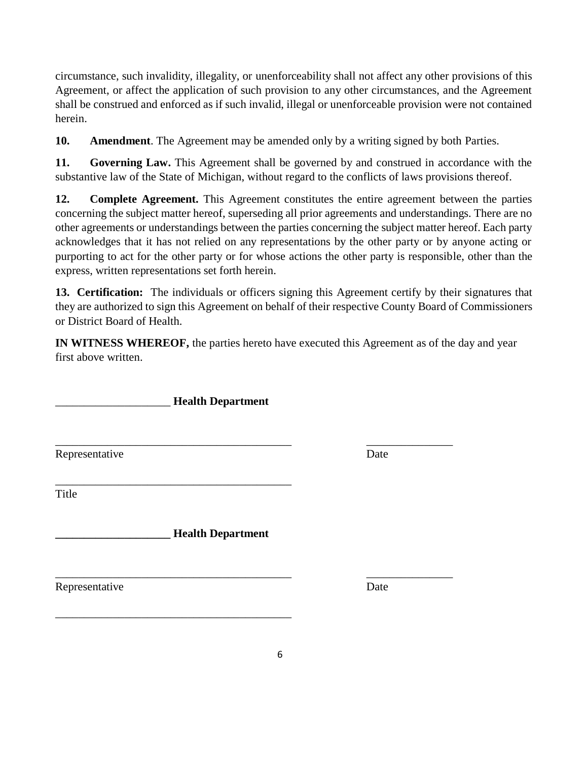circumstance, such invalidity, illegality, or unenforceability shall not affect any other provisions of this Agreement, or affect the application of such provision to any other circumstances, and the Agreement shall be construed and enforced as if such invalid, illegal or unenforceable provision were not contained herein.

**10. Amendment**. The Agreement may be amended only by a writing signed by both Parties.

**11. Governing Law.** This Agreement shall be governed by and construed in accordance with the substantive law of the State of Michigan, without regard to the conflicts of laws provisions thereof.

**12. Complete Agreement.** This Agreement constitutes the entire agreement between the parties concerning the subject matter hereof, superseding all prior agreements and understandings. There are no other agreements or understandings between the parties concerning the subject matter hereof. Each party acknowledges that it has not relied on any representations by the other party or by anyone acting or purporting to act for the other party or for whose actions the other party is responsible, other than the express, written representations set forth herein.

**13. Certification:** The individuals or officers signing this Agreement certify by their signatures that they are authorized to sign this Agreement on behalf of their respective County Board of Commissioners or District Board of Health.

**IN WITNESS WHEREOF,** the parties hereto have executed this Agreement as of the day and year first above written.

____________________ **Health Department**

__________________________________________ _______________

Representative Date

__________________________________________

Title

**____________________ Health Department**

__________________________________________ _______________

Representative Date

__________________________________________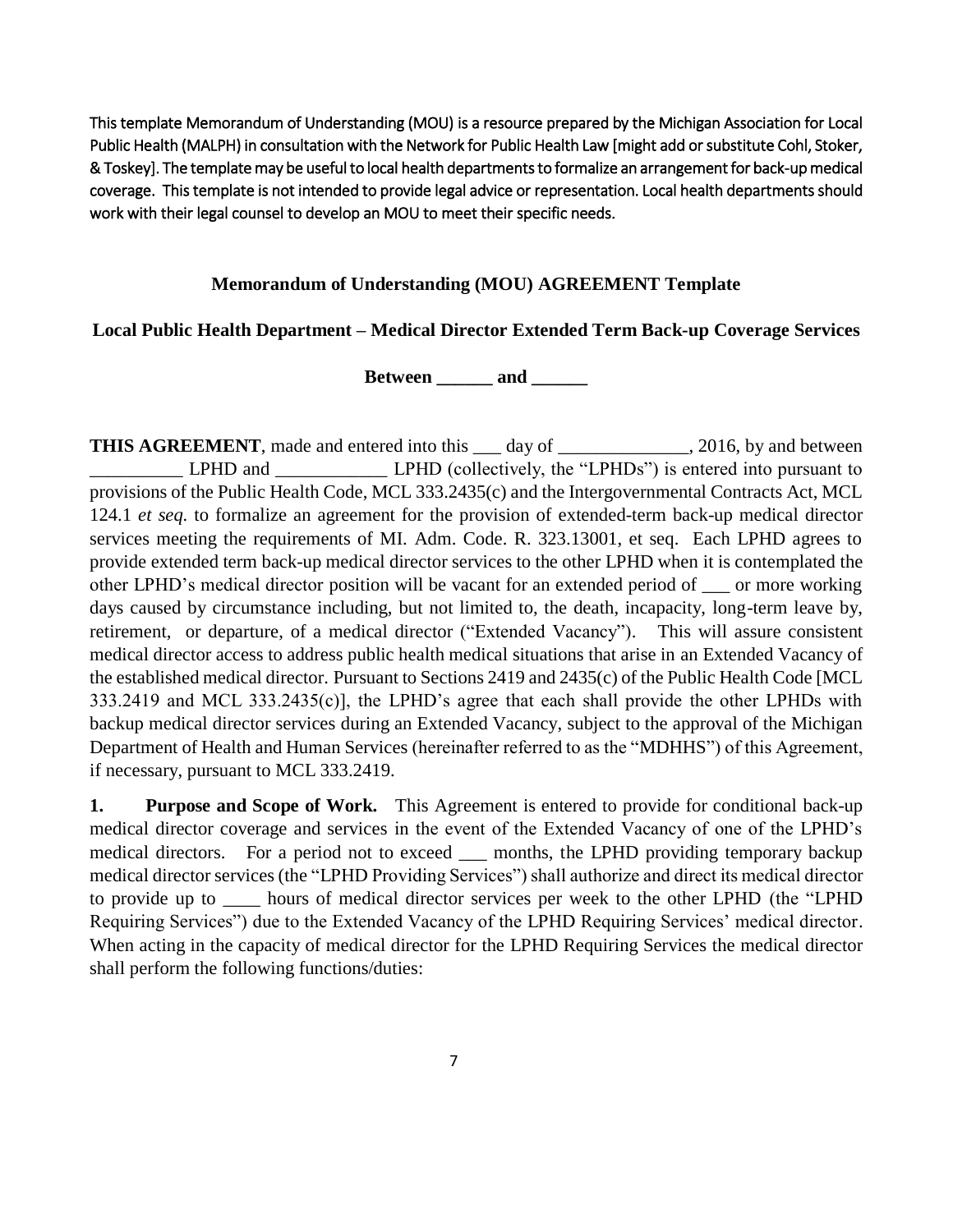This template Memorandum of Understanding (MOU) is a resource prepared by the Michigan Association for Local Public Health (MALPH) in consultation with the Network for Public Health Law [might add or substitute Cohl, Stoker, & Toskey]. The template may be useful to local health departments to formalize an arrangement for back-up medical coverage. This template is not intended to provide legal advice or representation. Local health departments should work with their legal counsel to develop an MOU to meet their specific needs.

**Memorandum of Understanding (MOU) AGREEMENT Template**

**Local Public Health Department – Medical Director Extended Term Back-up Coverage Services**

**Between ______ and ______**

**THIS AGREEMENT**, made and entered into this ___ day of ______________, 2016, by and between __________ LPHD and ____________ LPHD (collectively, the "LPHDs") is entered into pursuant to provisions of the Public Health Code, MCL 333.2435(c) and the Intergovernmental Contracts Act, MCL 124.1 *et seq.* to formalize an agreement for the provision of extended-term back-up medical director services meeting the requirements of MI. Adm. Code. R. 323.13001, et seq. Each LPHD agrees to provide extended term back-up medical director services to the other LPHD when it is contemplated the other LPHD's medical director position will be vacant for an extended period of ___ or more working days caused by circumstance including, but not limited to, the death, incapacity, long-term leave by, retirement, or departure, of a medical director ("Extended Vacancy"). This will assure consistent medical director access to address public health medical situations that arise in an Extended Vacancy of the established medical director. Pursuant to Sections 2419 and 2435(c) of the Public Health Code [MCL 333.2419 and MCL 333.2435(c)], the LPHD's agree that each shall provide the other LPHDs with backup medical director services during an Extended Vacancy, subject to the approval of the Michigan Department of Health and Human Services (hereinafter referred to as the "MDHHS") of this Agreement, if necessary, pursuant to MCL 333.2419.

**1. Purpose and Scope of Work.** This Agreement is entered to provide for conditional back-up medical director coverage and services in the event of the Extended Vacancy of one of the LPHD's medical directors. For a period not to exceed ___ months, the LPHD providing temporary backup medical director services (the "LPHD Providing Services") shall authorize and direct its medical director to provide up to ____ hours of medical director services per week to the other LPHD (the "LPHD Requiring Services") due to the Extended Vacancy of the LPHD Requiring Services' medical director. When acting in the capacity of medical director for the LPHD Requiring Services the medical director shall perform the following functions/duties: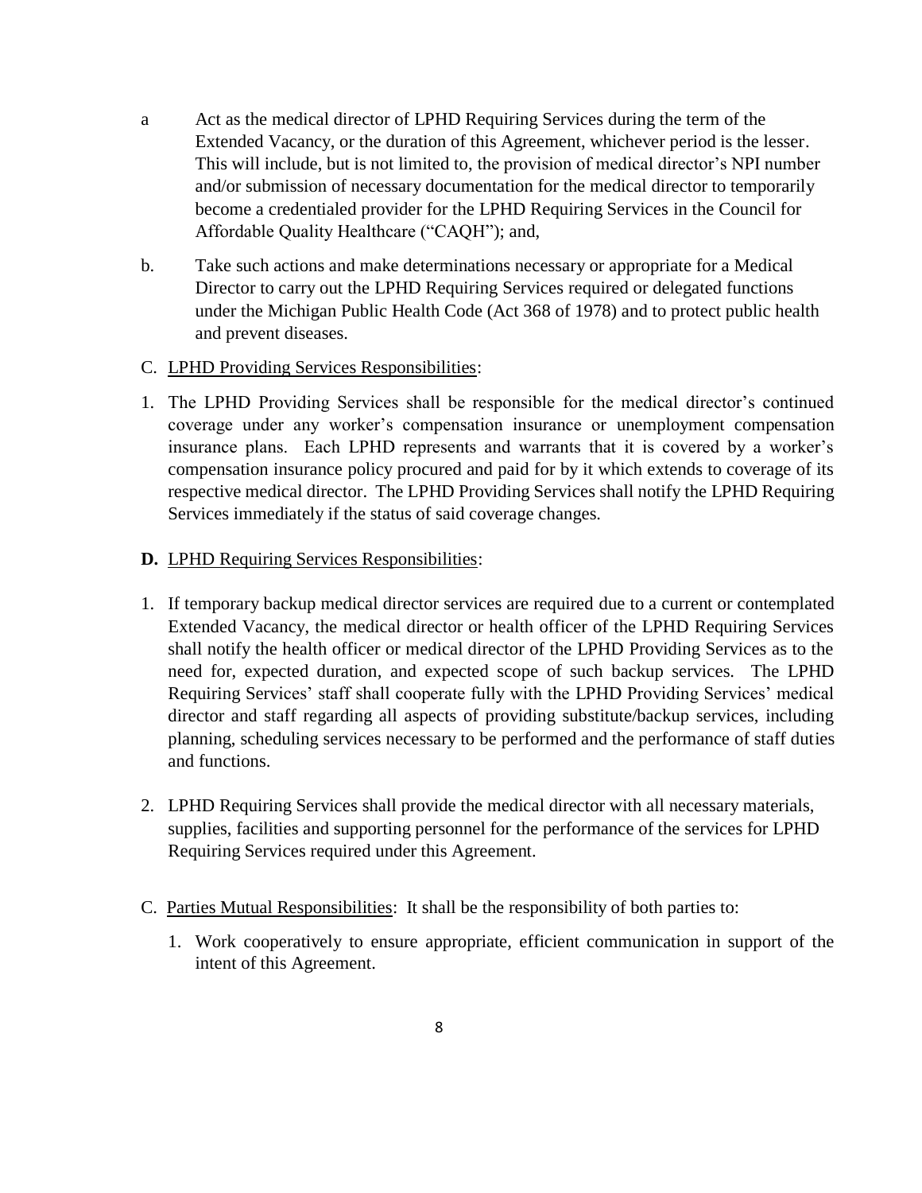a Act as the medical director of LPHD Requiring Services during the term of the Extended Vacancy, or the duration of this Agreement, whichever period is the lesser. This will include, but is not limited to, the provision of medical director's NPI number and/or submission of necessary documentation for the medical director to temporarily become a credentialed provider for the LPHD Requiring Services in the Council for Affordable Quality Healthcare ("CAQH"); and,

b. Take such actions and make determinations necessary or appropriate for a Medical Director to carry out the LPHD Requiring Services required or delegated functions under the Michigan Public Health Code (Act 368 of 1978) and to protect public health and prevent diseases.

C. <u>LPHD Providing Services Responsibilities</u>:

1. The LPHD Providing Services shall be responsible for the medical director's continued coverage under any worker's compensation insurance or unemployment compensation insurance plans. Each LPHD represents and warrants that it is covered by a worker's compensation insurance policy procured and paid for by it which extends to coverage of its respective medical director. The LPHD Providing Services shall notify the LPHD Requiring Services immediately if the status of said coverage changes.

**D.** <u>LPHD Requiring Services Responsibilities</u>:

1. If temporary backup medical director services are required due to a current or contemplated Extended Vacancy, the medical director or health officer of the LPHD Requiring Services shall notify the health officer or medical director of the LPHD Providing Services as to the need for, expected duration, and expected scope of such backup services. The LPHD Requiring Services' staff shall cooperate fully with the LPHD Providing Services' medical director and staff regarding all aspects of providing substitute/backup services, including planning, scheduling services necessary to be performed and the performance of staff duties and functions.

2. LPHD Requiring Services shall provide the medical director with all necessary materials, supplies, facilities and supporting personnel for the performance of the services for LPHD Requiring Services required under this Agreement.

C. <u>Parties Mutual Responsibilities</u>: It shall be the responsibility of both parties to:

   1. Work cooperatively to ensure appropriate, efficient communication in support of the intent of this Agreement.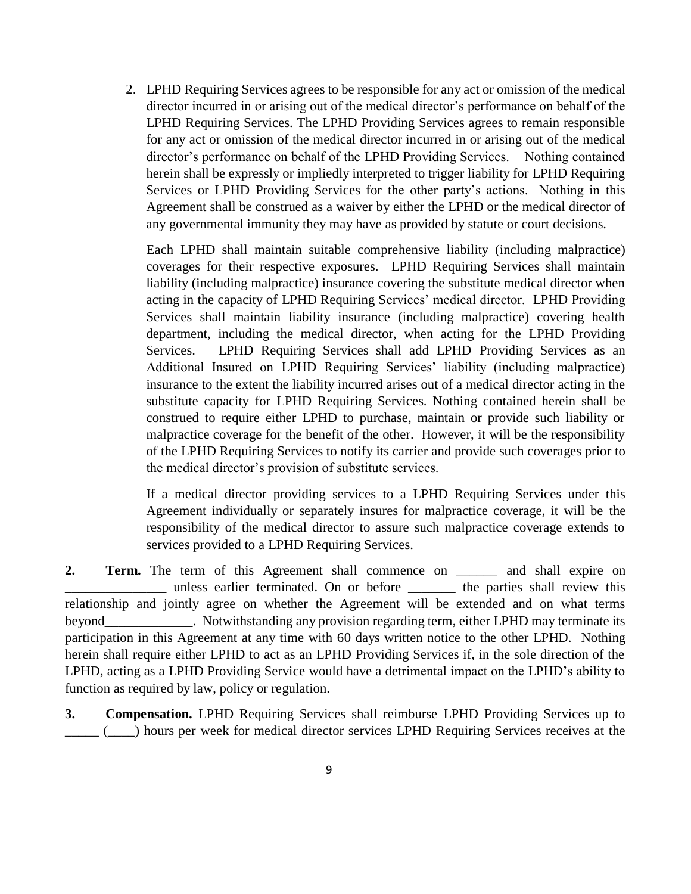2. LPHD Requiring Services agrees to be responsible for any act or omission of the medical director incurred in or arising out of the medical director's performance on behalf of the LPHD Requiring Services. The LPHD Providing Services agrees to remain responsible for any act or omission of the medical director incurred in or arising out of the medical director's performance on behalf of the LPHD Providing Services. Nothing contained herein shall be expressly or impliedly interpreted to trigger liability for LPHD Requiring Services or LPHD Providing Services for the other party's actions. Nothing in this Agreement shall be construed as a waiver by either the LPHD or the medical director of any governmental immunity they may have as provided by statute or court decisions.

   Each LPHD shall maintain suitable comprehensive liability (including malpractice) coverages for their respective exposures. LPHD Requiring Services shall maintain liability (including malpractice) insurance covering the substitute medical director when acting in the capacity of LPHD Requiring Services' medical director. LPHD Providing Services shall maintain liability insurance (including malpractice) covering health department, including the medical director, when acting for the LPHD Providing Services. LPHD Requiring Services shall add LPHD Providing Services as an Additional Insured on LPHD Requiring Services' liability (including malpractice) insurance to the extent the liability incurred arises out of a medical director acting in the substitute capacity for LPHD Requiring Services. Nothing contained herein shall be construed to require either LPHD to purchase, maintain or provide such liability or malpractice coverage for the benefit of the other. However, it will be the responsibility of the LPHD Requiring Services to notify its carrier and provide such coverages prior to the medical director's provision of substitute services.

   If a medical director providing services to a LPHD Requiring Services under this Agreement individually or separately insures for malpractice coverage, it will be the responsibility of the medical director to assure such malpractice coverage extends to services provided to a LPHD Requiring Services.

**2. Term.** The term of this Agreement shall commence on ______ and shall expire on _______________ unless earlier terminated. On or before _______ the parties shall review this relationship and jointly agree on whether the Agreement will be extended and on what terms beyond_____________. Notwithstanding any provision regarding term, either LPHD may terminate its participation in this Agreement at any time with 60 days written notice to the other LPHD. Nothing herein shall require either LPHD to act as an LPHD Providing Services if, in the sole direction of the LPHD, acting as a LPHD Providing Service would have a detrimental impact on the LPHD's ability to function as required by law, policy or regulation.

**3. Compensation.** LPHD Requiring Services shall reimburse LPHD Providing Services up to _____ (____) hours per week for medical director services LPHD Requiring Services receives at the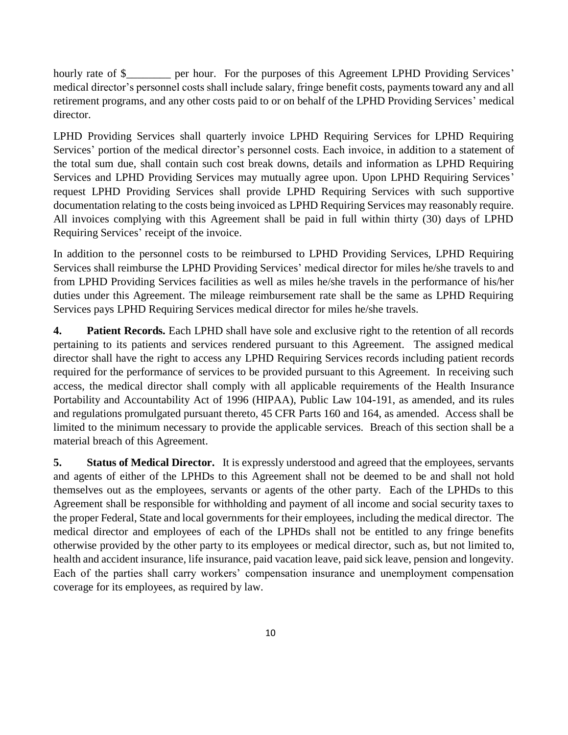hourly rate of $________ per hour. For the purposes of this Agreement LPHD Providing Services' medical director's personnel costs shall include salary, fringe benefit costs, payments toward any and all retirement programs, and any other costs paid to or on behalf of the LPHD Providing Services' medical director.

LPHD Providing Services shall quarterly invoice LPHD Requiring Services for LPHD Requiring Services' portion of the medical director's personnel costs. Each invoice, in addition to a statement of the total sum due, shall contain such cost break downs, details and information as LPHD Requiring Services and LPHD Providing Services may mutually agree upon. Upon LPHD Requiring Services' request LPHD Providing Services shall provide LPHD Requiring Services with such supportive documentation relating to the costs being invoiced as LPHD Requiring Services may reasonably require. All invoices complying with this Agreement shall be paid in full within thirty (30) days of LPHD Requiring Services' receipt of the invoice.

In addition to the personnel costs to be reimbursed to LPHD Providing Services, LPHD Requiring Services shall reimburse the LPHD Providing Services' medical director for miles he/she travels to and from LPHD Providing Services facilities as well as miles he/she travels in the performance of his/her duties under this Agreement. The mileage reimbursement rate shall be the same as LPHD Requiring Services pays LPHD Requiring Services medical director for miles he/she travels.

**4. Patient Records.** Each LPHD shall have sole and exclusive right to the retention of all records pertaining to its patients and services rendered pursuant to this Agreement. The assigned medical director shall have the right to access any LPHD Requiring Services records including patient records required for the performance of services to be provided pursuant to this Agreement. In receiving such access, the medical director shall comply with all applicable requirements of the Health Insurance Portability and Accountability Act of 1996 (HIPAA), Public Law 104-191, as amended, and its rules and regulations promulgated pursuant thereto, 45 CFR Parts 160 and 164, as amended. Access shall be limited to the minimum necessary to provide the applicable services. Breach of this section shall be a material breach of this Agreement.

**5. Status of Medical Director.** It is expressly understood and agreed that the employees, servants and agents of either of the LPHDs to this Agreement shall not be deemed to be and shall not hold themselves out as the employees, servants or agents of the other party. Each of the LPHDs to this Agreement shall be responsible for withholding and payment of all income and social security taxes to the proper Federal, State and local governments for their employees, including the medical director. The medical director and employees of each of the LPHDs shall not be entitled to any fringe benefits otherwise provided by the other party to its employees or medical director, such as, but not limited to, health and accident insurance, life insurance, paid vacation leave, paid sick leave, pension and longevity. Each of the parties shall carry workers' compensation insurance and unemployment compensation coverage for its employees, as required by law.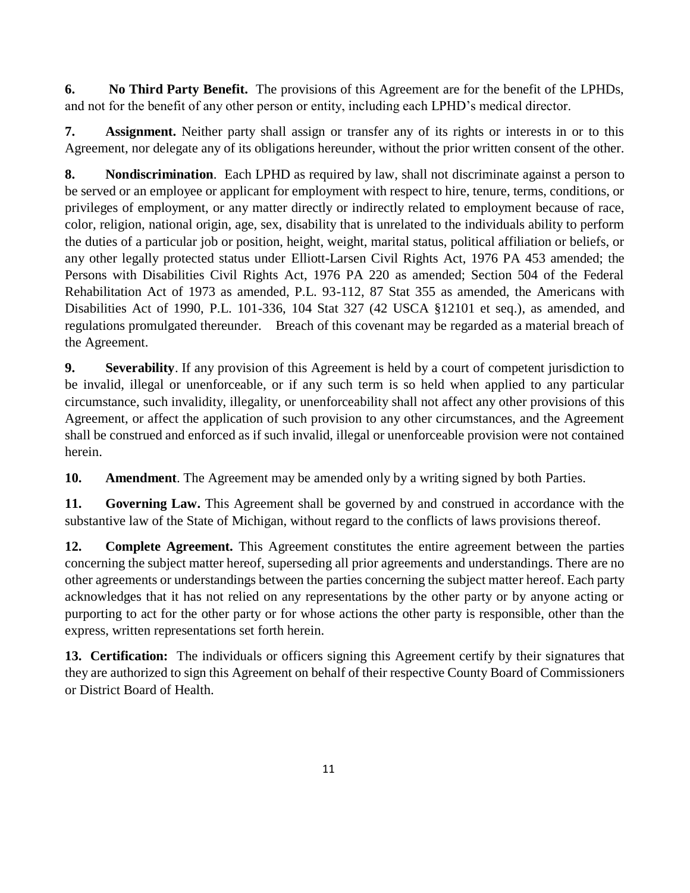**6. No Third Party Benefit.** The provisions of this Agreement are for the benefit of the LPHDs, and not for the benefit of any other person or entity, including each LPHD's medical director.

**7. Assignment.** Neither party shall assign or transfer any of its rights or interests in or to this Agreement, nor delegate any of its obligations hereunder, without the prior written consent of the other.

**8. Nondiscrimination**. Each LPHD as required by law, shall not discriminate against a person to be served or an employee or applicant for employment with respect to hire, tenure, terms, conditions, or privileges of employment, or any matter directly or indirectly related to employment because of race, color, religion, national origin, age, sex, disability that is unrelated to the individuals ability to perform the duties of a particular job or position, height, weight, marital status, political affiliation or beliefs, or any other legally protected status under Elliott-Larsen Civil Rights Act, 1976 PA 453 amended; the Persons with Disabilities Civil Rights Act, 1976 PA 220 as amended; Section 504 of the Federal Rehabilitation Act of 1973 as amended, P.L. 93-112, 87 Stat 355 as amended, the Americans with Disabilities Act of 1990, P.L. 101-336, 104 Stat 327 (42 USCA §12101 et seq.), as amended, and regulations promulgated thereunder. Breach of this covenant may be regarded as a material breach of the Agreement.

**9. Severability**. If any provision of this Agreement is held by a court of competent jurisdiction to be invalid, illegal or unenforceable, or if any such term is so held when applied to any particular circumstance, such invalidity, illegality, or unenforceability shall not affect any other provisions of this Agreement, or affect the application of such provision to any other circumstances, and the Agreement shall be construed and enforced as if such invalid, illegal or unenforceable provision were not contained herein.

**10. Amendment**. The Agreement may be amended only by a writing signed by both Parties.

**11. Governing Law.** This Agreement shall be governed by and construed in accordance with the substantive law of the State of Michigan, without regard to the conflicts of laws provisions thereof.

**12. Complete Agreement.** This Agreement constitutes the entire agreement between the parties concerning the subject matter hereof, superseding all prior agreements and understandings. There are no other agreements or understandings between the parties concerning the subject matter hereof. Each party acknowledges that it has not relied on any representations by the other party or by anyone acting or purporting to act for the other party or for whose actions the other party is responsible, other than the express, written representations set forth herein.

**13. Certification:** The individuals or officers signing this Agreement certify by their signatures that they are authorized to sign this Agreement on behalf of their respective County Board of Commissioners or District Board of Health.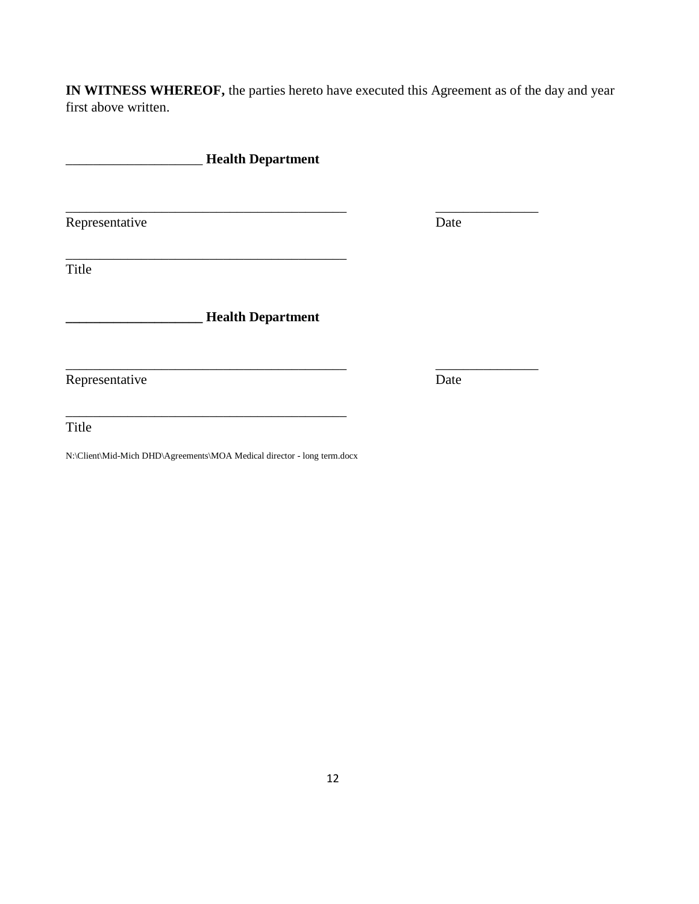**IN WITNESS WHEREOF,** the parties hereto have executed this Agreement as of the day and year first above written.

___________________ **Health Department**

__________________________________________ _______________
Representative Date

__________________________________________
Title

**___________________ Health Department**

__________________________________________ _______________
Representative Date

__________________________________________
Title

N:\Client\Mid-Mich DHD\Agreements\MOA Medical director - long term.docx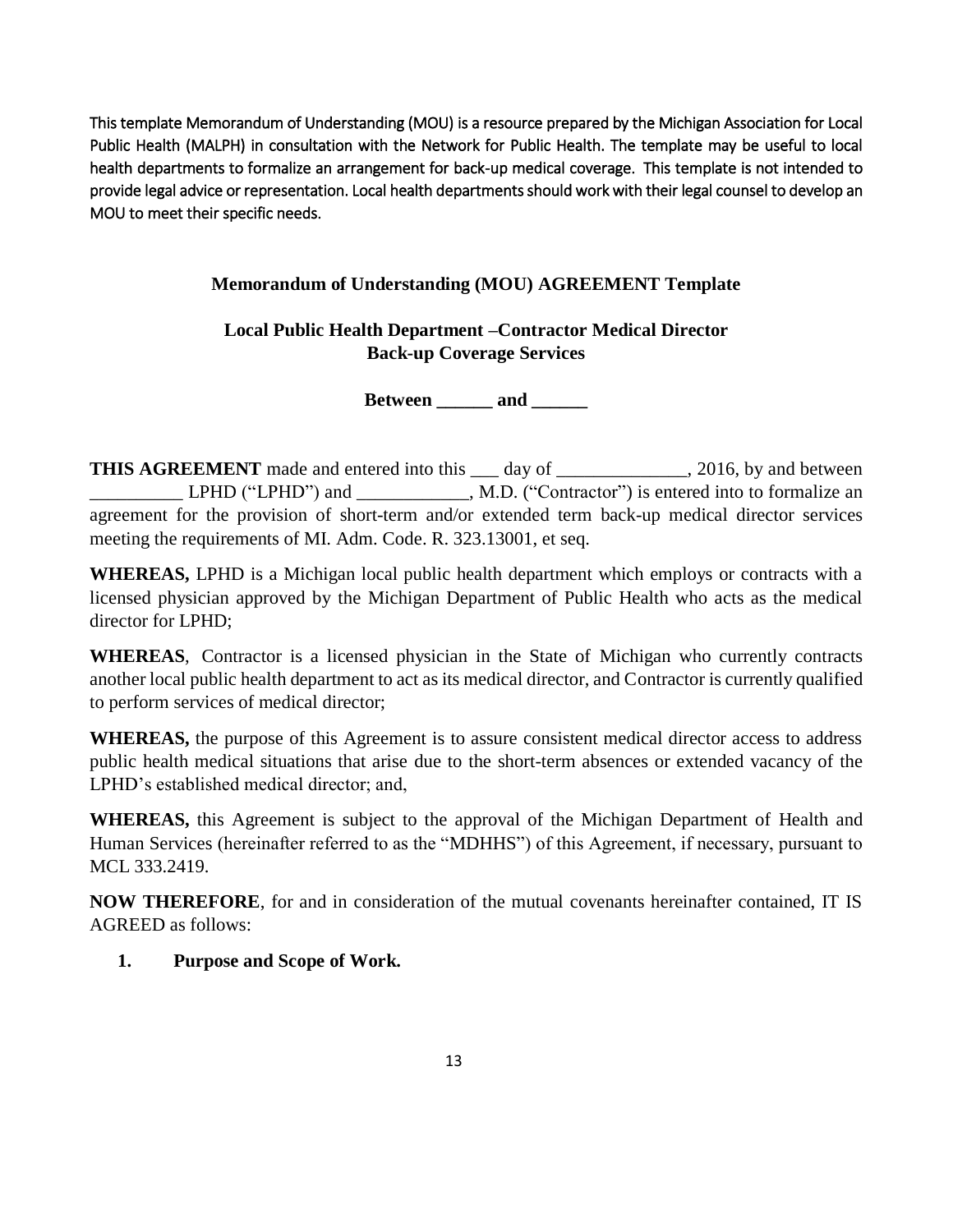This template Memorandum of Understanding (MOU) is a resource prepared by the Michigan Association for Local Public Health (MALPH) in consultation with the Network for Public Health. The template may be useful to local health departments to formalize an arrangement for back-up medical coverage. This template is not intended to provide legal advice or representation. Local health departments should work with their legal counsel to develop an MOU to meet their specific needs.

**Memorandum of Understanding (MOU) AGREEMENT Template**

**Local Public Health Department –Contractor Medical Director Back-up Coverage Services**

**Between ______ and ______**

**THIS AGREEMENT** made and entered into this ___ day of ______________, 2016, by and between __________ LPHD ("LPHD") and ____________, M.D. ("Contractor") is entered into to formalize an agreement for the provision of short-term and/or extended term back-up medical director services meeting the requirements of MI. Adm. Code. R. 323.13001, et seq.

**WHEREAS,** LPHD is a Michigan local public health department which employs or contracts with a licensed physician approved by the Michigan Department of Public Health who acts as the medical director for LPHD;

**WHEREAS**, Contractor is a licensed physician in the State of Michigan who currently contracts another local public health department to act as its medical director, and Contractor is currently qualified to perform services of medical director;

**WHEREAS,** the purpose of this Agreement is to assure consistent medical director access to address public health medical situations that arise due to the short-term absences or extended vacancy of the LPHD's established medical director; and,

**WHEREAS,** this Agreement is subject to the approval of the Michigan Department of Health and Human Services (hereinafter referred to as the "MDHHS") of this Agreement, if necessary, pursuant to MCL 333.2419.

**NOW THEREFORE**, for and in consideration of the mutual covenants hereinafter contained, IT IS AGREED as follows:

1. **Purpose and Scope of Work.**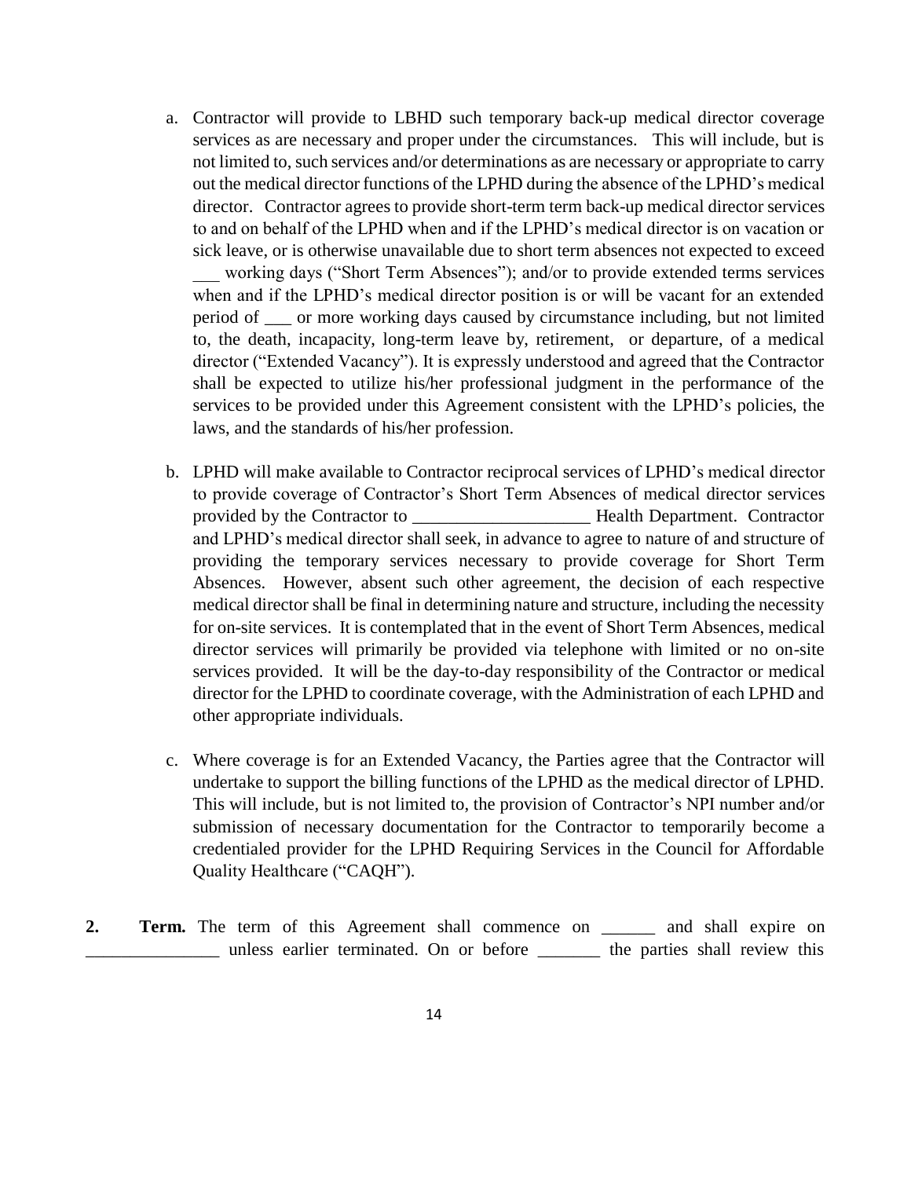a. Contractor will provide to LBHD such temporary back-up medical director coverage services as are necessary and proper under the circumstances. This will include, but is not limited to, such services and/or determinations as are necessary or appropriate to carry out the medical director functions of the LPHD during the absence of the LPHD's medical director. Contractor agrees to provide short-term term back-up medical director services to and on behalf of the LPHD when and if the LPHD's medical director is on vacation or sick leave, or is otherwise unavailable due to short term absences not expected to exceed ___ working days ("Short Term Absences"); and/or to provide extended terms services when and if the LPHD's medical director position is or will be vacant for an extended period of ___ or more working days caused by circumstance including, but not limited to, the death, incapacity, long-term leave by, retirement, or departure, of a medical director ("Extended Vacancy"). It is expressly understood and agreed that the Contractor shall be expected to utilize his/her professional judgment in the performance of the services to be provided under this Agreement consistent with the LPHD's policies, the laws, and the standards of his/her profession.

b. LPHD will make available to Contractor reciprocal services of LPHD's medical director to provide coverage of Contractor's Short Term Absences of medical director services provided by the Contractor to ____________________ Health Department. Contractor and LPHD's medical director shall seek, in advance to agree to nature of and structure of providing the temporary services necessary to provide coverage for Short Term Absences. However, absent such other agreement, the decision of each respective medical director shall be final in determining nature and structure, including the necessity for on-site services. It is contemplated that in the event of Short Term Absences, medical director services will primarily be provided via telephone with limited or no on-site services provided. It will be the day-to-day responsibility of the Contractor or medical director for the LPHD to coordinate coverage, with the Administration of each LPHD and other appropriate individuals.

c. Where coverage is for an Extended Vacancy, the Parties agree that the Contractor will undertake to support the billing functions of the LPHD as the medical director of LPHD. This will include, but is not limited to, the provision of Contractor's NPI number and/or submission of necessary documentation for the Contractor to temporarily become a credentialed provider for the LPHD Requiring Services in the Council for Affordable Quality Healthcare ("CAQH").

**2. Term.** The term of this Agreement shall commence on ______ and shall expire on _______________ unless earlier terminated. On or before _______ the parties shall review this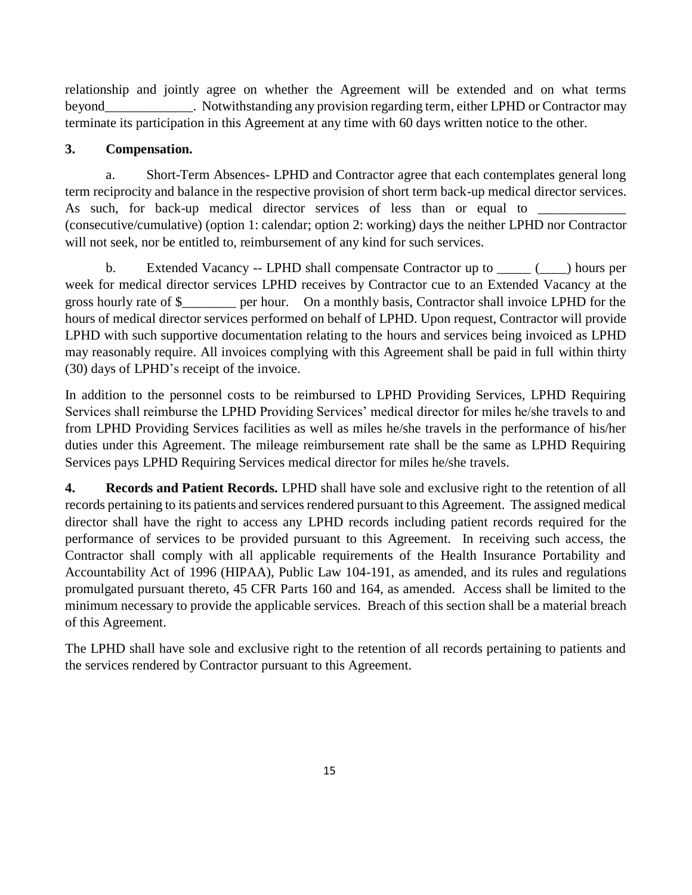relationship and jointly agree on whether the Agreement will be extended and on what terms beyond_____________. Notwithstanding any provision regarding term, either LPHD or Contractor may terminate its participation in this Agreement at any time with 60 days written notice to the other.

**3. Compensation.**

a. Short-Term Absences- LPHD and Contractor agree that each contemplates general long term reciprocity and balance in the respective provision of short term back-up medical director services. As such, for back-up medical director services of less than or equal to _____________ (consecutive/cumulative) (option 1: calendar; option 2: working) days the neither LPHD nor Contractor will not seek, nor be entitled to, reimbursement of any kind for such services.

b. Extended Vacancy -- LPHD shall compensate Contractor up to _____ (____) hours per week for medical director services LPHD receives by Contractor cue to an Extended Vacancy at the gross hourly rate of $________ per hour. On a monthly basis, Contractor shall invoice LPHD for the hours of medical director services performed on behalf of LPHD. Upon request, Contractor will provide LPHD with such supportive documentation relating to the hours and services being invoiced as LPHD may reasonably require. All invoices complying with this Agreement shall be paid in full within thirty (30) days of LPHD's receipt of the invoice.

In addition to the personnel costs to be reimbursed to LPHD Providing Services, LPHD Requiring Services shall reimburse the LPHD Providing Services' medical director for miles he/she travels to and from LPHD Providing Services facilities as well as miles he/she travels in the performance of his/her duties under this Agreement. The mileage reimbursement rate shall be the same as LPHD Requiring Services pays LPHD Requiring Services medical director for miles he/she travels.

**4. Records and Patient Records.** LPHD shall have sole and exclusive right to the retention of all records pertaining to its patients and services rendered pursuant to this Agreement. The assigned medical director shall have the right to access any LPHD records including patient records required for the performance of services to be provided pursuant to this Agreement. In receiving such access, the Contractor shall comply with all applicable requirements of the Health Insurance Portability and Accountability Act of 1996 (HIPAA), Public Law 104-191, as amended, and its rules and regulations promulgated pursuant thereto, 45 CFR Parts 160 and 164, as amended. Access shall be limited to the minimum necessary to provide the applicable services. Breach of this section shall be a material breach of this Agreement.

The LPHD shall have sole and exclusive right to the retention of all records pertaining to patients and the services rendered by Contractor pursuant to this Agreement.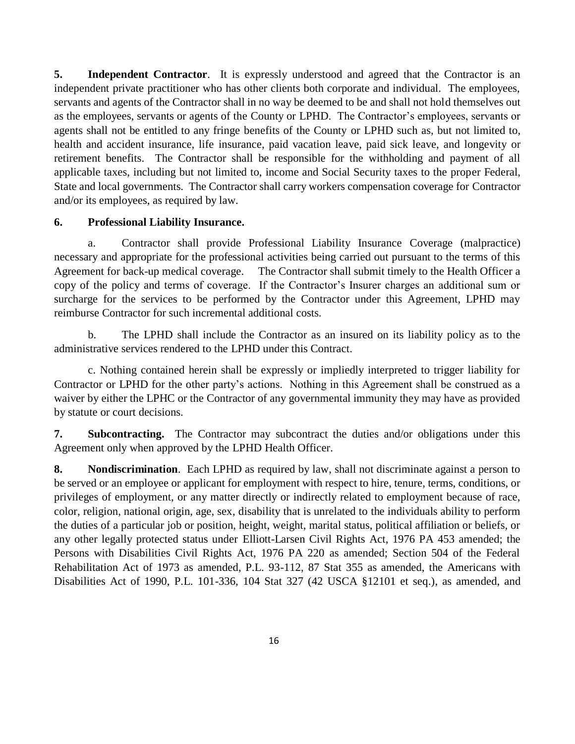**5. Independent Contractor**. It is expressly understood and agreed that the Contractor is an independent private practitioner who has other clients both corporate and individual. The employees, servants and agents of the Contractor shall in no way be deemed to be and shall not hold themselves out as the employees, servants or agents of the County or LPHD. The Contractor's employees, servants or agents shall not be entitled to any fringe benefits of the County or LPHD such as, but not limited to, health and accident insurance, life insurance, paid vacation leave, paid sick leave, and longevity or retirement benefits. The Contractor shall be responsible for the withholding and payment of all applicable taxes, including but not limited to, income and Social Security taxes to the proper Federal, State and local governments. The Contractor shall carry workers compensation coverage for Contractor and/or its employees, as required by law.

**6. Professional Liability Insurance.**

a. Contractor shall provide Professional Liability Insurance Coverage (malpractice) necessary and appropriate for the professional activities being carried out pursuant to the terms of this Agreement for back-up medical coverage. The Contractor shall submit timely to the Health Officer a copy of the policy and terms of coverage. If the Contractor's Insurer charges an additional sum or surcharge for the services to be performed by the Contractor under this Agreement, LPHD may reimburse Contractor for such incremental additional costs.

b. The LPHD shall include the Contractor as an insured on its liability policy as to the administrative services rendered to the LPHD under this Contract.

c. Nothing contained herein shall be expressly or impliedly interpreted to trigger liability for Contractor or LPHD for the other party's actions. Nothing in this Agreement shall be construed as a waiver by either the LPHC or the Contractor of any governmental immunity they may have as provided by statute or court decisions.

**7. Subcontracting.** The Contractor may subcontract the duties and/or obligations under this Agreement only when approved by the LPHD Health Officer.

**8. Nondiscrimination**. Each LPHD as required by law, shall not discriminate against a person to be served or an employee or applicant for employment with respect to hire, tenure, terms, conditions, or privileges of employment, or any matter directly or indirectly related to employment because of race, color, religion, national origin, age, sex, disability that is unrelated to the individuals ability to perform the duties of a particular job or position, height, weight, marital status, political affiliation or beliefs, or any other legally protected status under Elliott-Larsen Civil Rights Act, 1976 PA 453 amended; the Persons with Disabilities Civil Rights Act, 1976 PA 220 as amended; Section 504 of the Federal Rehabilitation Act of 1973 as amended, P.L. 93-112, 87 Stat 355 as amended, the Americans with Disabilities Act of 1990, P.L. 101-336, 104 Stat 327 (42 USCA §12101 et seq.), as amended, and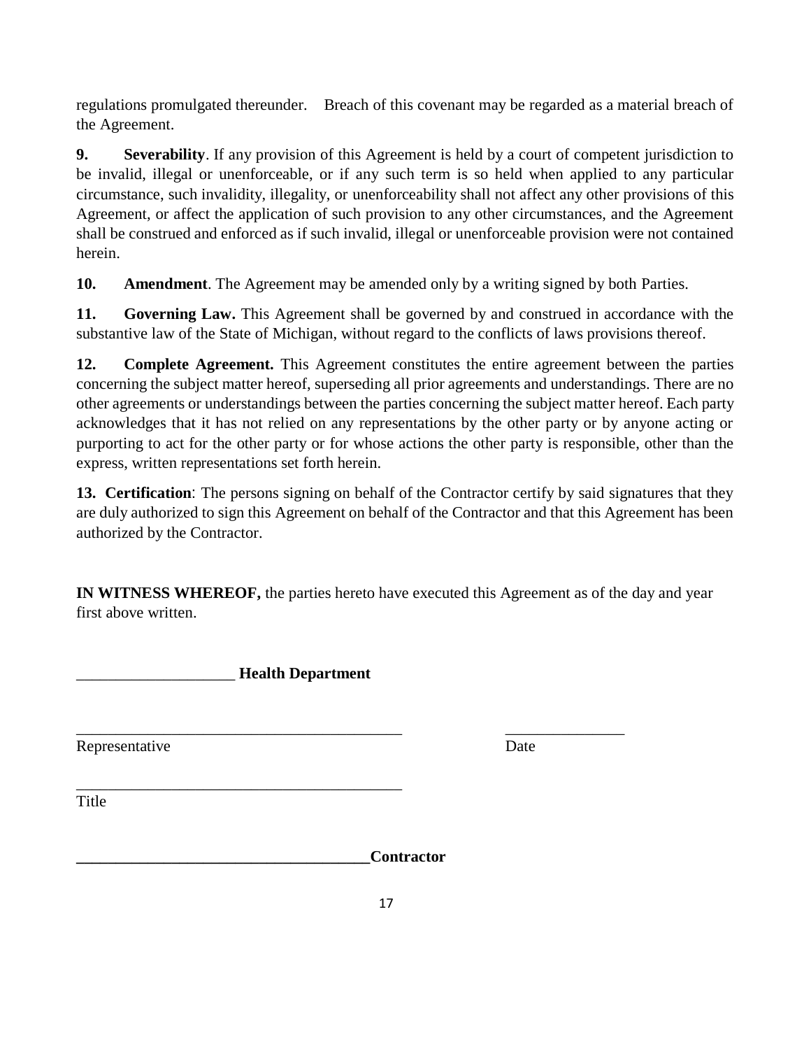regulations promulgated thereunder. Breach of this covenant may be regarded as a material breach of the Agreement.

**9. Severability**. If any provision of this Agreement is held by a court of competent jurisdiction to be invalid, illegal or unenforceable, or if any such term is so held when applied to any particular circumstance, such invalidity, illegality, or unenforceability shall not affect any other provisions of this Agreement, or affect the application of such provision to any other circumstances, and the Agreement shall be construed and enforced as if such invalid, illegal or unenforceable provision were not contained herein.

**10. Amendment**. The Agreement may be amended only by a writing signed by both Parties.

**11. Governing Law.** This Agreement shall be governed by and construed in accordance with the substantive law of the State of Michigan, without regard to the conflicts of laws provisions thereof.

**12. Complete Agreement.** This Agreement constitutes the entire agreement between the parties concerning the subject matter hereof, superseding all prior agreements and understandings. There are no other agreements or understandings between the parties concerning the subject matter hereof. Each party acknowledges that it has not relied on any representations by the other party or by anyone acting or purporting to act for the other party or for whose actions the other party is responsible, other than the express, written representations set forth herein.

**13. Certification**: The persons signing on behalf of the Contractor certify by said signatures that they are duly authorized to sign this Agreement on behalf of the Contractor and that this Agreement has been authorized by the Contractor.

**IN WITNESS WHEREOF,** the parties hereto have executed this Agreement as of the day and year first above written.

____________________ **Health Department**

__________________________________________ _______________
Representative Date

__________________________________________
Title

**_____________________________________Contractor**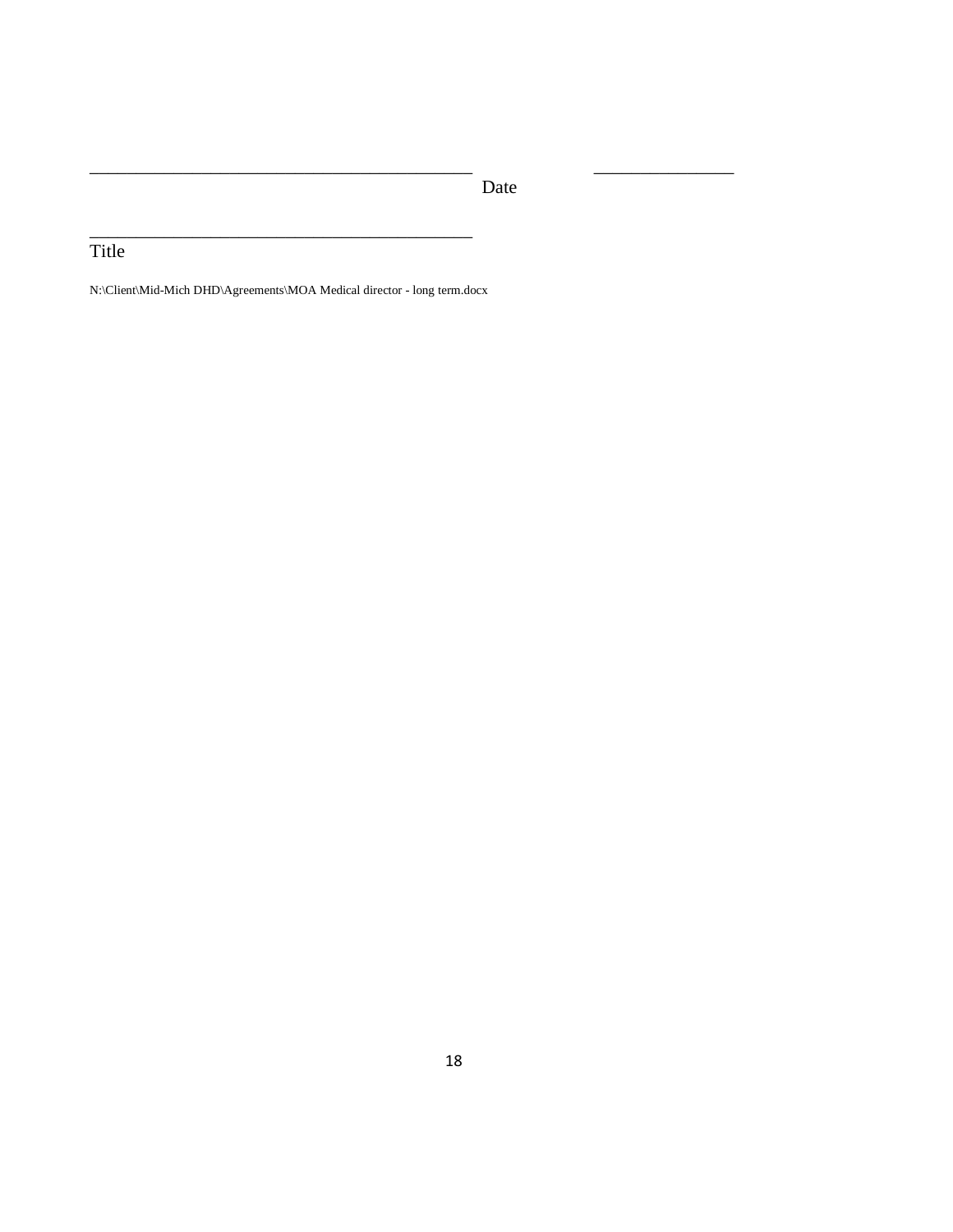\_\_\_\_\_\_\_\_\_\_\_\_\_\_\_\_\_\_\_\_\_\_\_\_\_\_\_\_\_\_\_\_\_\_\_\_\_\_\_\_\_\_ \_\_\_\_\_\_\_\_\_\_\_\_\_\_\_
Date

\_\_\_\_\_\_\_\_\_\_\_\_\_\_\_\_\_\_\_\_\_\_\_\_\_\_\_\_\_\_\_\_\_\_\_\_\_\_\_\_\_\_
Title

N:\Client\Mid-Mich DHD\Agreements\MOA Medical director - long term.docx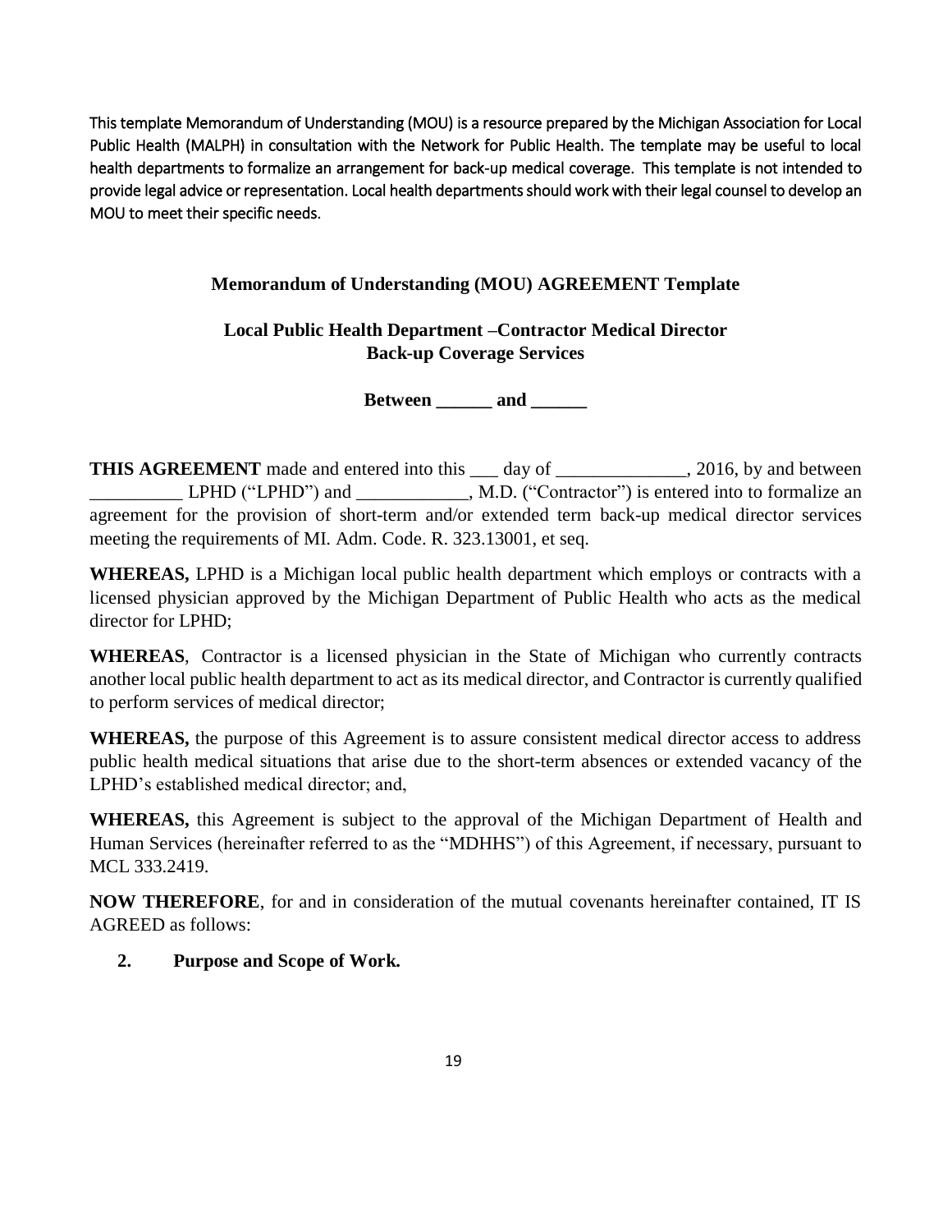This template Memorandum of Understanding (MOU) is a resource prepared by the Michigan Association for Local Public Health (MALPH) in consultation with the Network for Public Health. The template may be useful to local health departments to formalize an arrangement for back-up medical coverage. This template is not intended to provide legal advice or representation. Local health departments should work with their legal counsel to develop an MOU to meet their specific needs.

**Memorandum of Understanding (MOU) AGREEMENT Template**

**Local Public Health Department –Contractor Medical Director**
**Back-up Coverage Services**

**Between ______ and ______**

**THIS AGREEMENT** made and entered into this ___ day of ______________, 2016, by and between __________ LPHD ("LPHD") and ____________, M.D. ("Contractor") is entered into to formalize an agreement for the provision of short-term and/or extended term back-up medical director services meeting the requirements of MI. Adm. Code. R. 323.13001, et seq.

**WHEREAS,** LPHD is a Michigan local public health department which employs or contracts with a licensed physician approved by the Michigan Department of Public Health who acts as the medical director for LPHD;

**WHEREAS**, Contractor is a licensed physician in the State of Michigan who currently contracts another local public health department to act as its medical director, and Contractor is currently qualified to perform services of medical director;

**WHEREAS,** the purpose of this Agreement is to assure consistent medical director access to address public health medical situations that arise due to the short-term absences or extended vacancy of the LPHD's established medical director; and,

**WHEREAS,** this Agreement is subject to the approval of the Michigan Department of Health and Human Services (hereinafter referred to as the "MDHHS") of this Agreement, if necessary, pursuant to MCL 333.2419.

**NOW THEREFORE**, for and in consideration of the mutual covenants hereinafter contained, IT IS AGREED as follows:

**2. Purpose and Scope of Work.**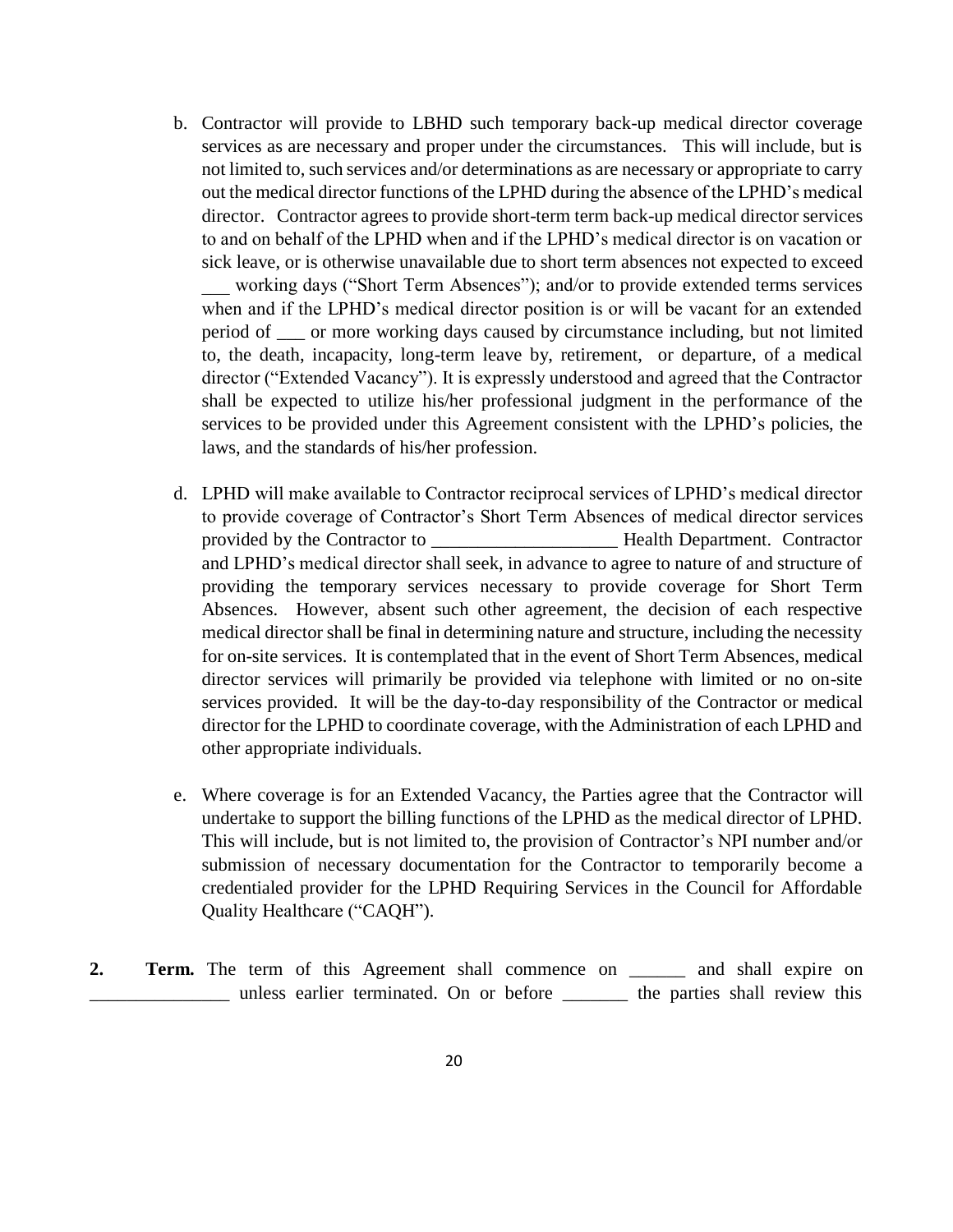b. Contractor will provide to LBHD such temporary back-up medical director coverage services as are necessary and proper under the circumstances. This will include, but is not limited to, such services and/or determinations as are necessary or appropriate to carry out the medical director functions of the LPHD during the absence of the LPHD's medical director. Contractor agrees to provide short-term term back-up medical director services to and on behalf of the LPHD when and if the LPHD's medical director is on vacation or sick leave, or is otherwise unavailable due to short term absences not expected to exceed ___ working days ("Short Term Absences"); and/or to provide extended terms services when and if the LPHD's medical director position is or will be vacant for an extended period of ___ or more working days caused by circumstance including, but not limited to, the death, incapacity, long-term leave by, retirement, or departure, of a medical director ("Extended Vacancy"). It is expressly understood and agreed that the Contractor shall be expected to utilize his/her professional judgment in the performance of the services to be provided under this Agreement consistent with the LPHD's policies, the laws, and the standards of his/her profession.

d. LPHD will make available to Contractor reciprocal services of LPHD's medical director to provide coverage of Contractor's Short Term Absences of medical director services provided by the Contractor to ____________________ Health Department. Contractor and LPHD's medical director shall seek, in advance to agree to nature of and structure of providing the temporary services necessary to provide coverage for Short Term Absences. However, absent such other agreement, the decision of each respective medical director shall be final in determining nature and structure, including the necessity for on-site services. It is contemplated that in the event of Short Term Absences, medical director services will primarily be provided via telephone with limited or no on-site services provided. It will be the day-to-day responsibility of the Contractor or medical director for the LPHD to coordinate coverage, with the Administration of each LPHD and other appropriate individuals.

e. Where coverage is for an Extended Vacancy, the Parties agree that the Contractor will undertake to support the billing functions of the LPHD as the medical director of LPHD. This will include, but is not limited to, the provision of Contractor's NPI number and/or submission of necessary documentation for the Contractor to temporarily become a credentialed provider for the LPHD Requiring Services in the Council for Affordable Quality Healthcare ("CAQH").

**2. Term.** The term of this Agreement shall commence on ______ and shall expire on _______________ unless earlier terminated. On or before _______ the parties shall review this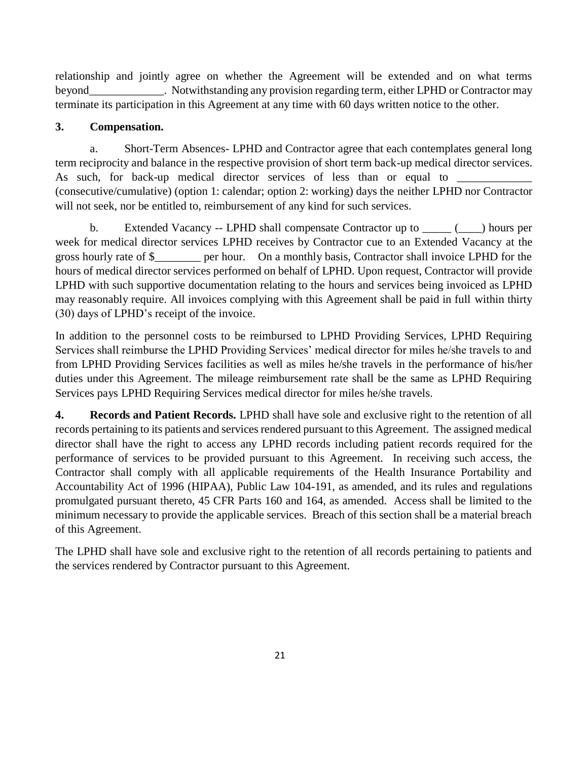relationship and jointly agree on whether the Agreement will be extended and on what terms beyond_____________. Notwithstanding any provision regarding term, either LPHD or Contractor may terminate its participation in this Agreement at any time with 60 days written notice to the other.

**3. Compensation.**

a. Short-Term Absences- LPHD and Contractor agree that each contemplates general long term reciprocity and balance in the respective provision of short term back-up medical director services. As such, for back-up medical director services of less than or equal to _____________ (consecutive/cumulative) (option 1: calendar; option 2: working) days the neither LPHD nor Contractor will not seek, nor be entitled to, reimbursement of any kind for such services.

b. Extended Vacancy -- LPHD shall compensate Contractor up to _____ (____) hours per week for medical director services LPHD receives by Contractor cue to an Extended Vacancy at the gross hourly rate of $________ per hour. On a monthly basis, Contractor shall invoice LPHD for the hours of medical director services performed on behalf of LPHD. Upon request, Contractor will provide LPHD with such supportive documentation relating to the hours and services being invoiced as LPHD may reasonably require. All invoices complying with this Agreement shall be paid in full within thirty (30) days of LPHD's receipt of the invoice.

In addition to the personnel costs to be reimbursed to LPHD Providing Services, LPHD Requiring Services shall reimburse the LPHD Providing Services' medical director for miles he/she travels to and from LPHD Providing Services facilities as well as miles he/she travels in the performance of his/her duties under this Agreement. The mileage reimbursement rate shall be the same as LPHD Requiring Services pays LPHD Requiring Services medical director for miles he/she travels.

**4. Records and Patient Records.** LPHD shall have sole and exclusive right to the retention of all records pertaining to its patients and services rendered pursuant to this Agreement. The assigned medical director shall have the right to access any LPHD records including patient records required for the performance of services to be provided pursuant to this Agreement. In receiving such access, the Contractor shall comply with all applicable requirements of the Health Insurance Portability and Accountability Act of 1996 (HIPAA), Public Law 104-191, as amended, and its rules and regulations promulgated pursuant thereto, 45 CFR Parts 160 and 164, as amended. Access shall be limited to the minimum necessary to provide the applicable services. Breach of this section shall be a material breach of this Agreement.

The LPHD shall have sole and exclusive right to the retention of all records pertaining to patients and the services rendered by Contractor pursuant to this Agreement.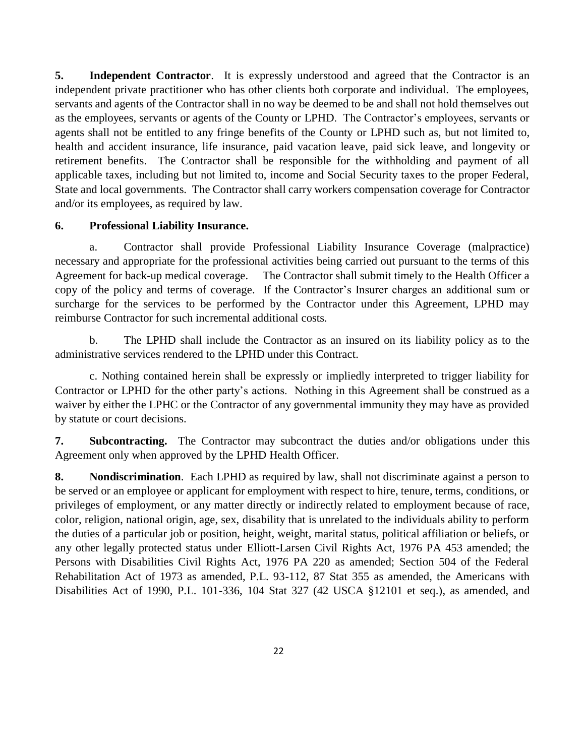**5. Independent Contractor**. It is expressly understood and agreed that the Contractor is an independent private practitioner who has other clients both corporate and individual. The employees, servants and agents of the Contractor shall in no way be deemed to be and shall not hold themselves out as the employees, servants or agents of the County or LPHD. The Contractor's employees, servants or agents shall not be entitled to any fringe benefits of the County or LPHD such as, but not limited to, health and accident insurance, life insurance, paid vacation leave, paid sick leave, and longevity or retirement benefits. The Contractor shall be responsible for the withholding and payment of all applicable taxes, including but not limited to, income and Social Security taxes to the proper Federal, State and local governments. The Contractor shall carry workers compensation coverage for Contractor and/or its employees, as required by law.

**6. Professional Liability Insurance.**

a. Contractor shall provide Professional Liability Insurance Coverage (malpractice) necessary and appropriate for the professional activities being carried out pursuant to the terms of this Agreement for back-up medical coverage. The Contractor shall submit timely to the Health Officer a copy of the policy and terms of coverage. If the Contractor's Insurer charges an additional sum or surcharge for the services to be performed by the Contractor under this Agreement, LPHD may reimburse Contractor for such incremental additional costs.

b. The LPHD shall include the Contractor as an insured on its liability policy as to the administrative services rendered to the LPHD under this Contract.

c. Nothing contained herein shall be expressly or impliedly interpreted to trigger liability for Contractor or LPHD for the other party's actions. Nothing in this Agreement shall be construed as a waiver by either the LPHC or the Contractor of any governmental immunity they may have as provided by statute or court decisions.

**7. Subcontracting.** The Contractor may subcontract the duties and/or obligations under this Agreement only when approved by the LPHD Health Officer.

**8. Nondiscrimination**. Each LPHD as required by law, shall not discriminate against a person to be served or an employee or applicant for employment with respect to hire, tenure, terms, conditions, or privileges of employment, or any matter directly or indirectly related to employment because of race, color, religion, national origin, age, sex, disability that is unrelated to the individuals ability to perform the duties of a particular job or position, height, weight, marital status, political affiliation or beliefs, or any other legally protected status under Elliott-Larsen Civil Rights Act, 1976 PA 453 amended; the Persons with Disabilities Civil Rights Act, 1976 PA 220 as amended; Section 504 of the Federal Rehabilitation Act of 1973 as amended, P.L. 93-112, 87 Stat 355 as amended, the Americans with Disabilities Act of 1990, P.L. 101-336, 104 Stat 327 (42 USCA §12101 et seq.), as amended, and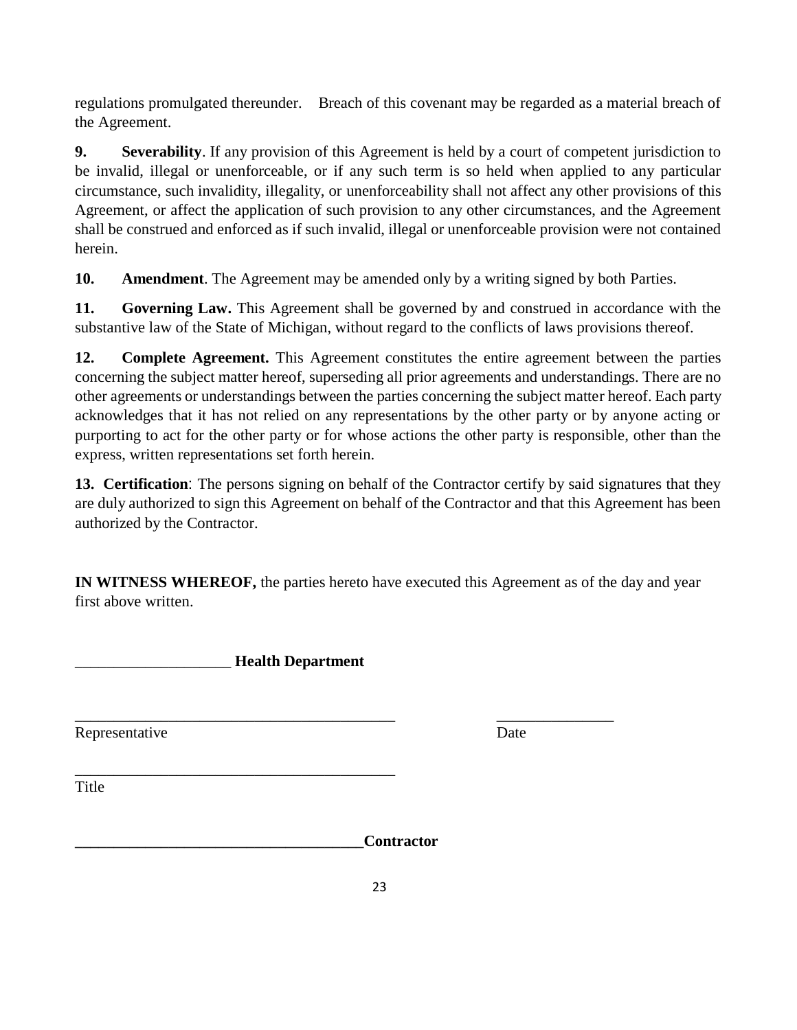regulations promulgated thereunder. Breach of this covenant may be regarded as a material breach of the Agreement.

**9. Severability**. If any provision of this Agreement is held by a court of competent jurisdiction to be invalid, illegal or unenforceable, or if any such term is so held when applied to any particular circumstance, such invalidity, illegality, or unenforceability shall not affect any other provisions of this Agreement, or affect the application of such provision to any other circumstances, and the Agreement shall be construed and enforced as if such invalid, illegal or unenforceable provision were not contained herein.

**10. Amendment**. The Agreement may be amended only by a writing signed by both Parties.

**11. Governing Law.** This Agreement shall be governed by and construed in accordance with the substantive law of the State of Michigan, without regard to the conflicts of laws provisions thereof.

**12. Complete Agreement.** This Agreement constitutes the entire agreement between the parties concerning the subject matter hereof, superseding all prior agreements and understandings. There are no other agreements or understandings between the parties concerning the subject matter hereof. Each party acknowledges that it has not relied on any representations by the other party or by anyone acting or purporting to act for the other party or for whose actions the other party is responsible, other than the express, written representations set forth herein.

**13. Certification**: The persons signing on behalf of the Contractor certify by said signatures that they are duly authorized to sign this Agreement on behalf of the Contractor and that this Agreement has been authorized by the Contractor.

**IN WITNESS WHEREOF,** the parties hereto have executed this Agreement as of the day and year first above written.

____________________ **Health Department**

__________________________________________ _______________

Representative Date

__________________________________________

Title

**______________________________________Contractor**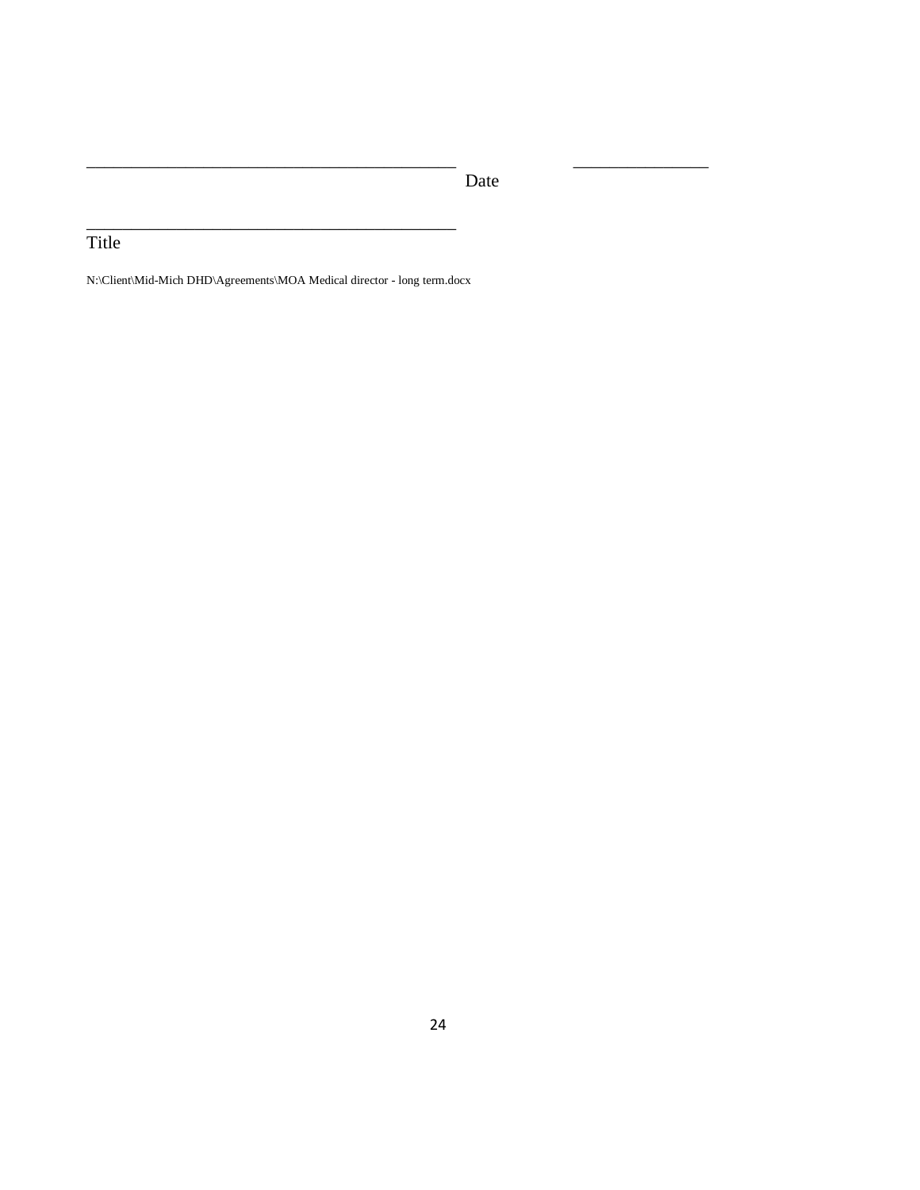\_\_\_\_\_\_\_\_\_\_\_\_\_\_\_\_\_\_\_\_\_\_\_\_\_\_\_\_\_\_\_\_\_\_\_\_\_\_\_\_\_\_ Date \_\_\_\_\_\_\_\_\_\_\_\_\_\_\_

\_\_\_\_\_\_\_\_\_\_\_\_\_\_\_\_\_\_\_\_\_\_\_\_\_\_\_\_\_\_\_\_\_\_\_\_\_\_\_\_\_\_
Title

N:\Client\Mid-Mich DHD\Agreements\MOA Medical director - long term.docx